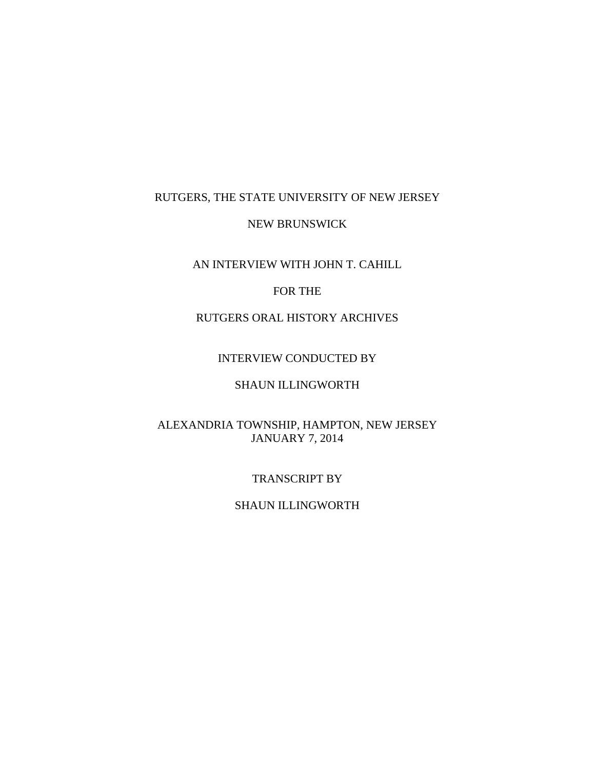RUTGERS, THE STATE UNIVERSITY OF NEW JERSEY

NEW BRUNSWICK

AN INTERVIEW WITH JOHN T. CAHILL

FOR THE

RUTGERS ORAL HISTORY ARCHIVES

INTERVIEW CONDUCTED BY

SHAUN ILLINGWORTH

ALEXANDRIA TOWNSHIP, HAMPTON, NEW JERSEY
JANUARY 7, 2014

TRANSCRIPT BY

SHAUN ILLINGWORTH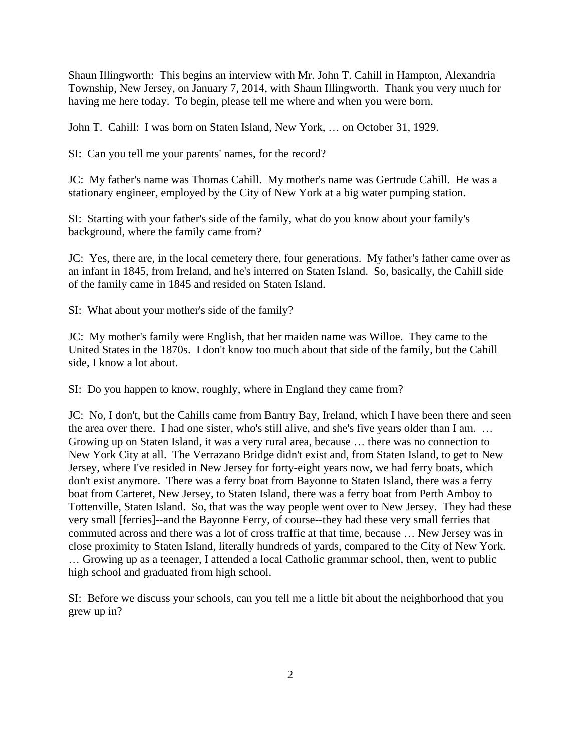Shaun Illingworth: This begins an interview with Mr. John T. Cahill in Hampton, Alexandria Township, New Jersey, on January 7, 2014, with Shaun Illingworth. Thank you very much for having me here today. To begin, please tell me where and when you were born.

John T. Cahill: I was born on Staten Island, New York, … on October 31, 1929.

SI: Can you tell me your parents' names, for the record?

JC: My father's name was Thomas Cahill. My mother's name was Gertrude Cahill. He was a stationary engineer, employed by the City of New York at a big water pumping station.

SI: Starting with your father's side of the family, what do you know about your family's background, where the family came from?

JC: Yes, there are, in the local cemetery there, four generations. My father's father came over as an infant in 1845, from Ireland, and he's interred on Staten Island. So, basically, the Cahill side of the family came in 1845 and resided on Staten Island.

SI: What about your mother's side of the family?

JC: My mother's family were English, that her maiden name was Willoe. They came to the United States in the 1870s. I don't know too much about that side of the family, but the Cahill side, I know a lot about.

SI: Do you happen to know, roughly, where in England they came from?

JC: No, I don't, but the Cahills came from Bantry Bay, Ireland, which I have been there and seen the area over there. I had one sister, who's still alive, and she's five years older than I am. … Growing up on Staten Island, it was a very rural area, because … there was no connection to New York City at all. The Verrazano Bridge didn't exist and, from Staten Island, to get to New Jersey, where I've resided in New Jersey for forty-eight years now, we had ferry boats, which don't exist anymore. There was a ferry boat from Bayonne to Staten Island, there was a ferry boat from Carteret, New Jersey, to Staten Island, there was a ferry boat from Perth Amboy to Tottenville, Staten Island. So, that was the way people went over to New Jersey. They had these very small [ferries]--and the Bayonne Ferry, of course--they had these very small ferries that commuted across and there was a lot of cross traffic at that time, because … New Jersey was in close proximity to Staten Island, literally hundreds of yards, compared to the City of New York. … Growing up as a teenager, I attended a local Catholic grammar school, then, went to public high school and graduated from high school.

SI: Before we discuss your schools, can you tell me a little bit about the neighborhood that you grew up in?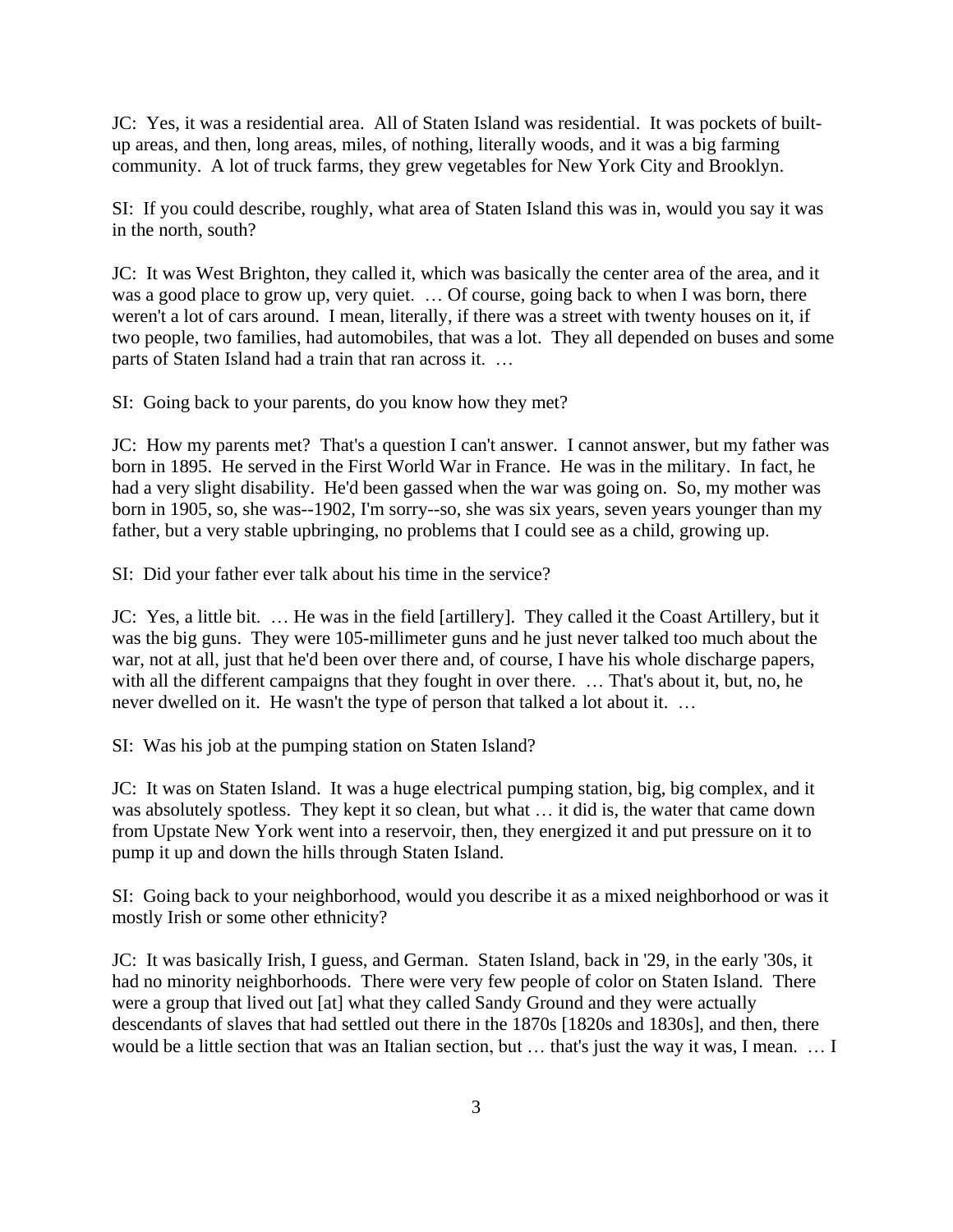JC: Yes, it was a residential area. All of Staten Island was residential. It was pockets of built-up areas, and then, long areas, miles, of nothing, literally woods, and it was a big farming community. A lot of truck farms, they grew vegetables for New York City and Brooklyn.

SI: If you could describe, roughly, what area of Staten Island this was in, would you say it was in the north, south?

JC: It was West Brighton, they called it, which was basically the center area of the area, and it was a good place to grow up, very quiet. … Of course, going back to when I was born, there weren't a lot of cars around. I mean, literally, if there was a street with twenty houses on it, if two people, two families, had automobiles, that was a lot. They all depended on buses and some parts of Staten Island had a train that ran across it. …

SI: Going back to your parents, do you know how they met?

JC: How my parents met? That's a question I can't answer. I cannot answer, but my father was born in 1895. He served in the First World War in France. He was in the military. In fact, he had a very slight disability. He'd been gassed when the war was going on. So, my mother was born in 1905, so, she was--1902, I'm sorry--so, she was six years, seven years younger than my father, but a very stable upbringing, no problems that I could see as a child, growing up.

SI: Did your father ever talk about his time in the service?

JC: Yes, a little bit. … He was in the field [artillery]. They called it the Coast Artillery, but it was the big guns. They were 105-millimeter guns and he just never talked too much about the war, not at all, just that he'd been over there and, of course, I have his whole discharge papers, with all the different campaigns that they fought in over there. … That's about it, but, no, he never dwelled on it. He wasn't the type of person that talked a lot about it. …

SI: Was his job at the pumping station on Staten Island?

JC: It was on Staten Island. It was a huge electrical pumping station, big, big complex, and it was absolutely spotless. They kept it so clean, but what … it did is, the water that came down from Upstate New York went into a reservoir, then, they energized it and put pressure on it to pump it up and down the hills through Staten Island.

SI: Going back to your neighborhood, would you describe it as a mixed neighborhood or was it mostly Irish or some other ethnicity?

JC: It was basically Irish, I guess, and German. Staten Island, back in '29, in the early '30s, it had no minority neighborhoods. There were very few people of color on Staten Island. There were a group that lived out [at] what they called Sandy Ground and they were actually descendants of slaves that had settled out there in the 1870s [1820s and 1830s], and then, there would be a little section that was an Italian section, but … that's just the way it was, I mean. … I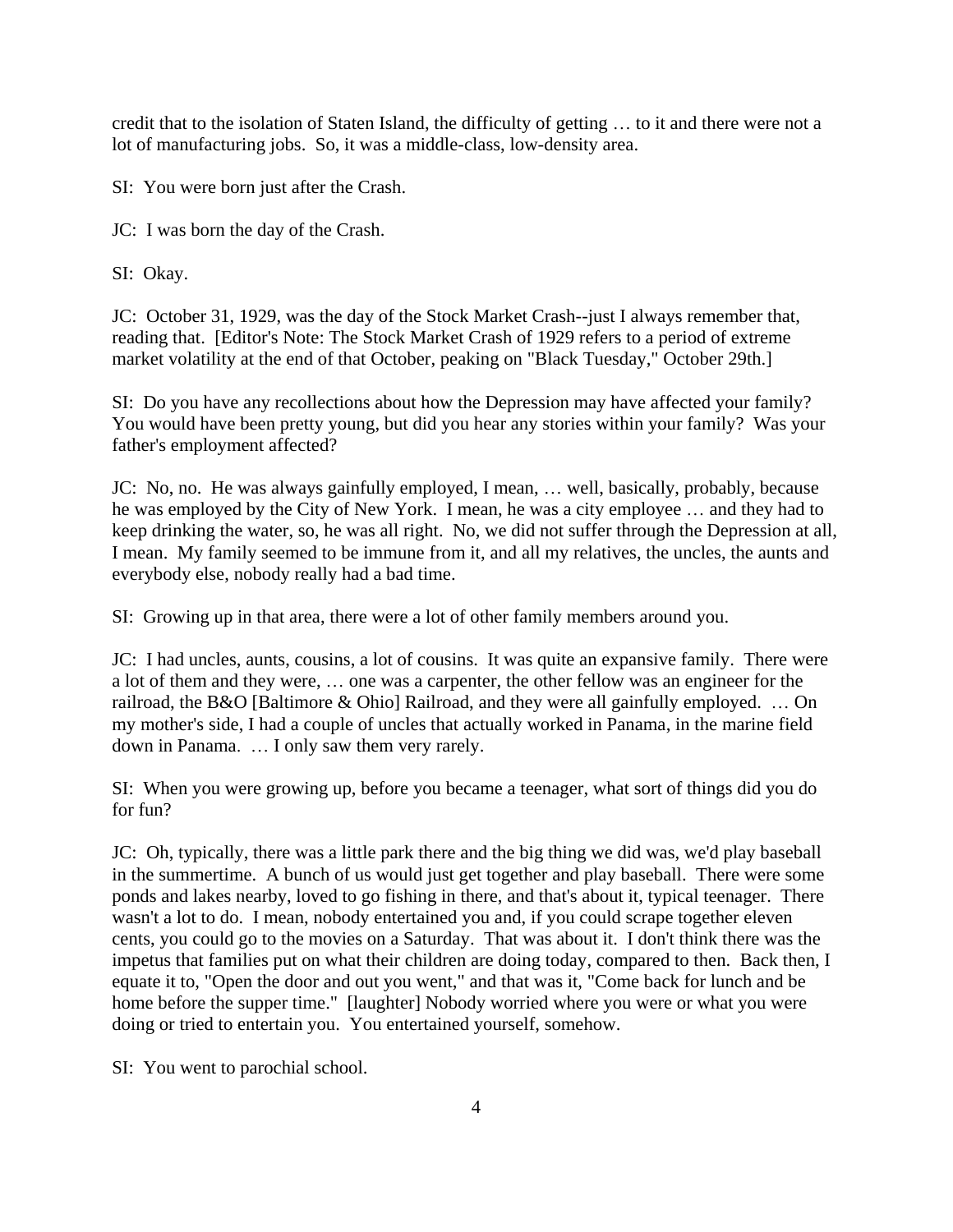credit that to the isolation of Staten Island, the difficulty of getting … to it and there were not a lot of manufacturing jobs. So, it was a middle-class, low-density area.

SI: You were born just after the Crash.

JC: I was born the day of the Crash.

SI: Okay.

JC: October 31, 1929, was the day of the Stock Market Crash--just I always remember that, reading that. [Editor's Note: The Stock Market Crash of 1929 refers to a period of extreme market volatility at the end of that October, peaking on "Black Tuesday," October 29th.]

SI: Do you have any recollections about how the Depression may have affected your family? You would have been pretty young, but did you hear any stories within your family? Was your father's employment affected?

JC: No, no. He was always gainfully employed, I mean, … well, basically, probably, because he was employed by the City of New York. I mean, he was a city employee … and they had to keep drinking the water, so, he was all right. No, we did not suffer through the Depression at all, I mean. My family seemed to be immune from it, and all my relatives, the uncles, the aunts and everybody else, nobody really had a bad time.

SI: Growing up in that area, there were a lot of other family members around you.

JC: I had uncles, aunts, cousins, a lot of cousins. It was quite an expansive family. There were a lot of them and they were, … one was a carpenter, the other fellow was an engineer for the railroad, the B&O [Baltimore & Ohio] Railroad, and they were all gainfully employed. … On my mother's side, I had a couple of uncles that actually worked in Panama, in the marine field down in Panama. … I only saw them very rarely.

SI: When you were growing up, before you became a teenager, what sort of things did you do for fun?

JC: Oh, typically, there was a little park there and the big thing we did was, we'd play baseball in the summertime. A bunch of us would just get together and play baseball. There were some ponds and lakes nearby, loved to go fishing in there, and that's about it, typical teenager. There wasn't a lot to do. I mean, nobody entertained you and, if you could scrape together eleven cents, you could go to the movies on a Saturday. That was about it. I don't think there was the impetus that families put on what their children are doing today, compared to then. Back then, I equate it to, "Open the door and out you went," and that was it, "Come back for lunch and be home before the supper time." [laughter] Nobody worried where you were or what you were doing or tried to entertain you. You entertained yourself, somehow.

SI: You went to parochial school.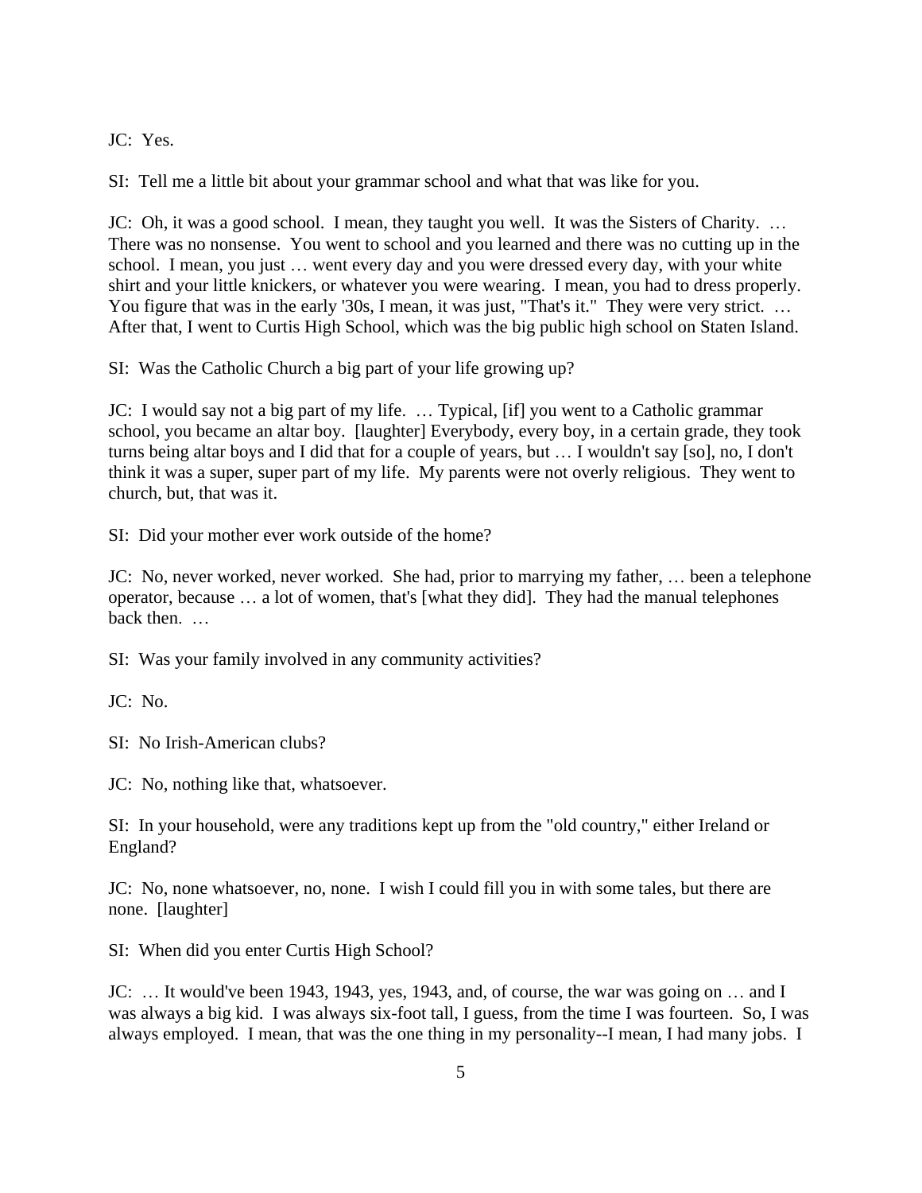JC: Yes.

SI: Tell me a little bit about your grammar school and what that was like for you.

JC: Oh, it was a good school. I mean, they taught you well. It was the Sisters of Charity. … There was no nonsense. You went to school and you learned and there was no cutting up in the school. I mean, you just … went every day and you were dressed every day, with your white shirt and your little knickers, or whatever you were wearing. I mean, you had to dress properly. You figure that was in the early '30s, I mean, it was just, "That's it." They were very strict. … After that, I went to Curtis High School, which was the big public high school on Staten Island.

SI: Was the Catholic Church a big part of your life growing up?

JC: I would say not a big part of my life. … Typical, [if] you went to a Catholic grammar school, you became an altar boy. [laughter] Everybody, every boy, in a certain grade, they took turns being altar boys and I did that for a couple of years, but … I wouldn't say [so], no, I don't think it was a super, super part of my life. My parents were not overly religious. They went to church, but, that was it.

SI: Did your mother ever work outside of the home?

JC: No, never worked, never worked. She had, prior to marrying my father, … been a telephone operator, because … a lot of women, that's [what they did]. They had the manual telephones back then. …

SI: Was your family involved in any community activities?

JC: No.

SI: No Irish-American clubs?

JC: No, nothing like that, whatsoever.

SI: In your household, were any traditions kept up from the "old country," either Ireland or England?

JC: No, none whatsoever, no, none. I wish I could fill you in with some tales, but there are none. [laughter]

SI: When did you enter Curtis High School?

JC: … It would've been 1943, 1943, yes, 1943, and, of course, the war was going on … and I was always a big kid. I was always six-foot tall, I guess, from the time I was fourteen. So, I was always employed. I mean, that was the one thing in my personality--I mean, I had many jobs. I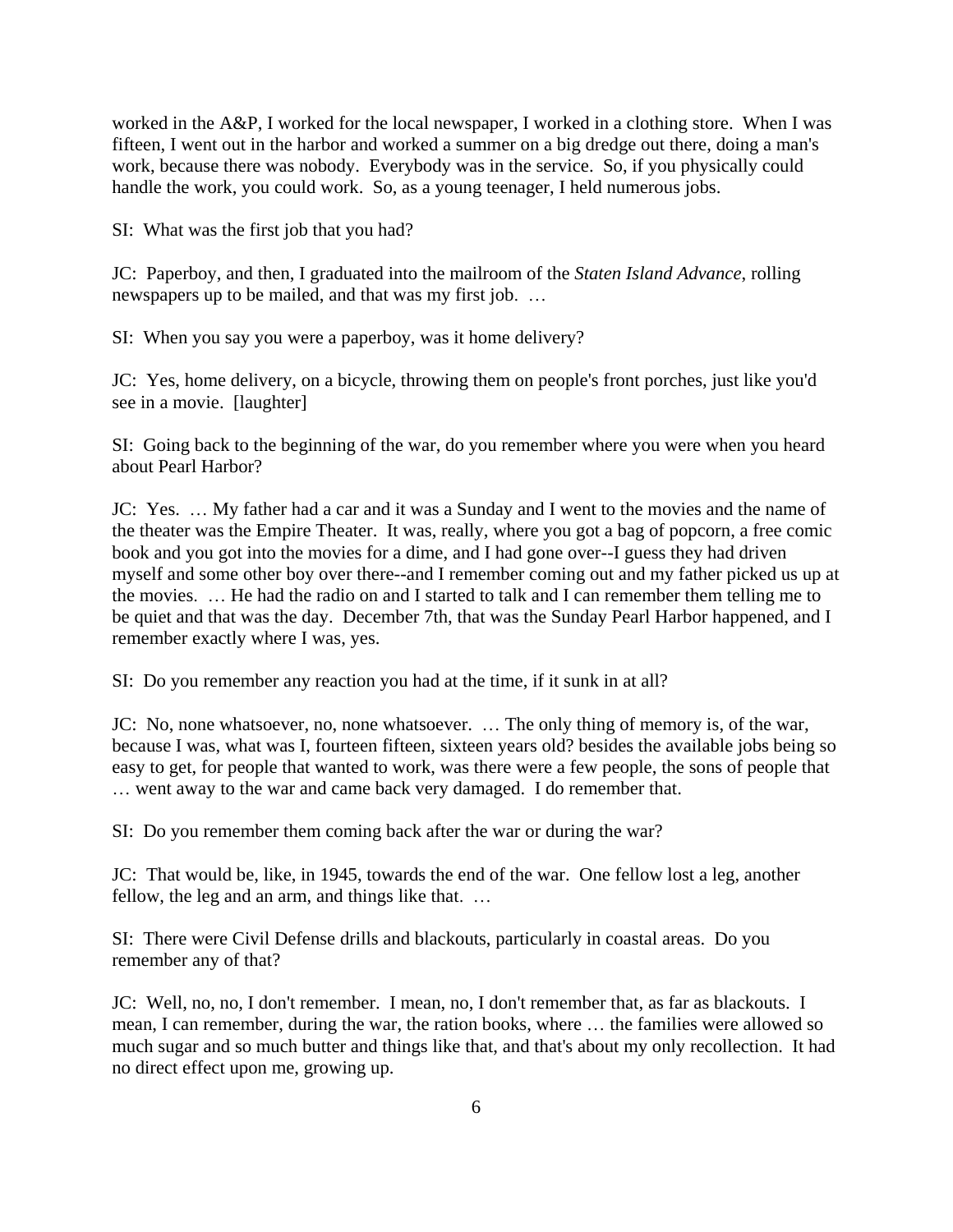worked in the A&P, I worked for the local newspaper, I worked in a clothing store. When I was fifteen, I went out in the harbor and worked a summer on a big dredge out there, doing a man's work, because there was nobody. Everybody was in the service. So, if you physically could handle the work, you could work. So, as a young teenager, I held numerous jobs.

SI: What was the first job that you had?

JC: Paperboy, and then, I graduated into the mailroom of the *Staten Island Advance*, rolling newspapers up to be mailed, and that was my first job. …

SI: When you say you were a paperboy, was it home delivery?

JC: Yes, home delivery, on a bicycle, throwing them on people's front porches, just like you'd see in a movie. [laughter]

SI: Going back to the beginning of the war, do you remember where you were when you heard about Pearl Harbor?

JC: Yes. … My father had a car and it was a Sunday and I went to the movies and the name of the theater was the Empire Theater. It was, really, where you got a bag of popcorn, a free comic book and you got into the movies for a dime, and I had gone over--I guess they had driven myself and some other boy over there--and I remember coming out and my father picked us up at the movies. … He had the radio on and I started to talk and I can remember them telling me to be quiet and that was the day. December 7th, that was the Sunday Pearl Harbor happened, and I remember exactly where I was, yes.

SI: Do you remember any reaction you had at the time, if it sunk in at all?

JC: No, none whatsoever, no, none whatsoever. … The only thing of memory is, of the war, because I was, what was I, fourteen fifteen, sixteen years old? besides the available jobs being so easy to get, for people that wanted to work, was there were a few people, the sons of people that … went away to the war and came back very damaged. I do remember that.

SI: Do you remember them coming back after the war or during the war?

JC: That would be, like, in 1945, towards the end of the war. One fellow lost a leg, another fellow, the leg and an arm, and things like that. …

SI: There were Civil Defense drills and blackouts, particularly in coastal areas. Do you remember any of that?

JC: Well, no, no, I don't remember. I mean, no, I don't remember that, as far as blackouts. I mean, I can remember, during the war, the ration books, where … the families were allowed so much sugar and so much butter and things like that, and that's about my only recollection. It had no direct effect upon me, growing up.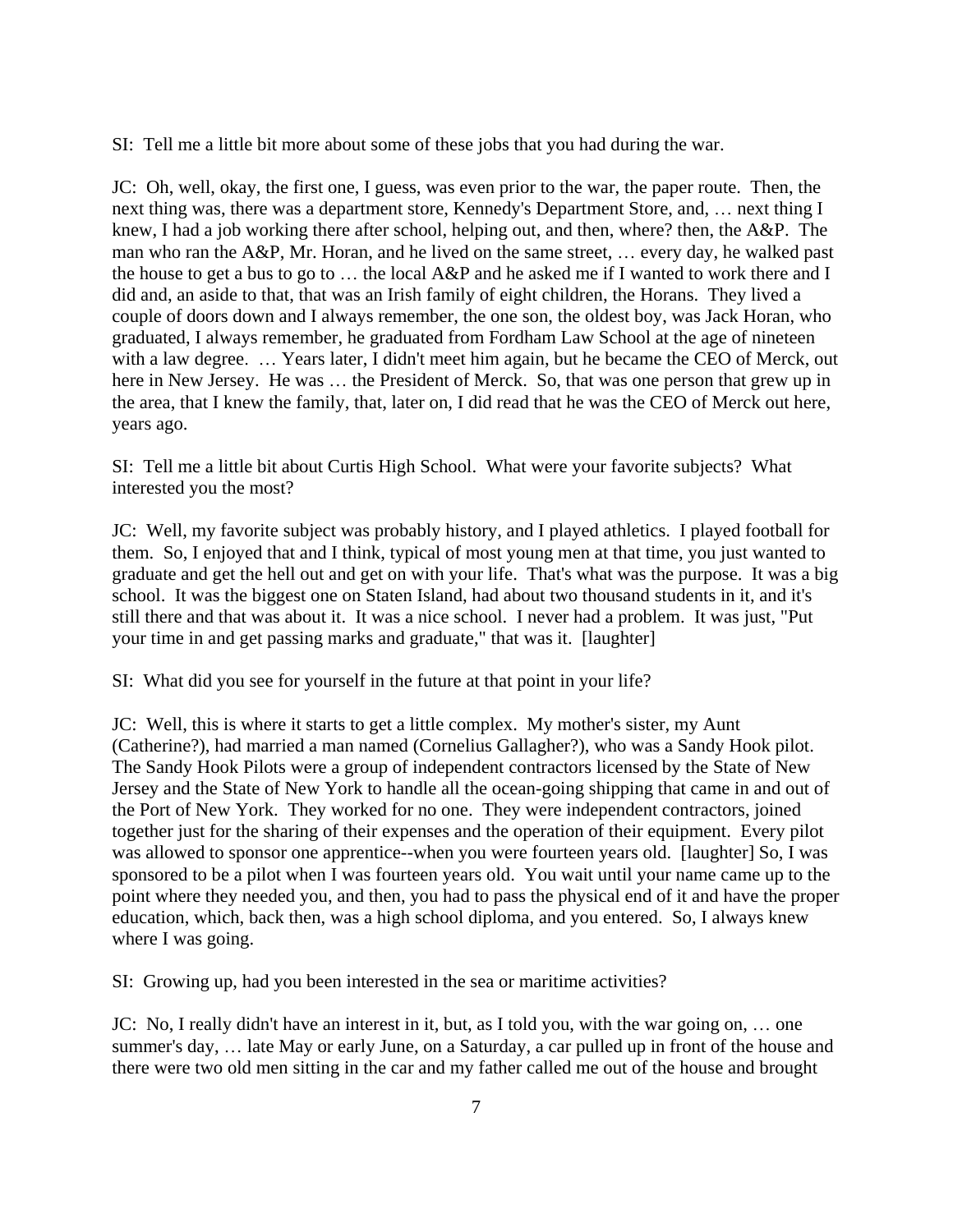SI: Tell me a little bit more about some of these jobs that you had during the war.

JC: Oh, well, okay, the first one, I guess, was even prior to the war, the paper route. Then, the next thing was, there was a department store, Kennedy's Department Store, and, … next thing I knew, I had a job working there after school, helping out, and then, where? then, the A&P. The man who ran the A&P, Mr. Horan, and he lived on the same street, … every day, he walked past the house to get a bus to go to … the local A&P and he asked me if I wanted to work there and I did and, an aside to that, that was an Irish family of eight children, the Horans. They lived a couple of doors down and I always remember, the one son, the oldest boy, was Jack Horan, who graduated, I always remember, he graduated from Fordham Law School at the age of nineteen with a law degree. … Years later, I didn't meet him again, but he became the CEO of Merck, out here in New Jersey. He was … the President of Merck. So, that was one person that grew up in the area, that I knew the family, that, later on, I did read that he was the CEO of Merck out here, years ago.

SI: Tell me a little bit about Curtis High School. What were your favorite subjects? What interested you the most?

JC: Well, my favorite subject was probably history, and I played athletics. I played football for them. So, I enjoyed that and I think, typical of most young men at that time, you just wanted to graduate and get the hell out and get on with your life. That's what was the purpose. It was a big school. It was the biggest one on Staten Island, had about two thousand students in it, and it's still there and that was about it. It was a nice school. I never had a problem. It was just, "Put your time in and get passing marks and graduate," that was it. [laughter]

SI: What did you see for yourself in the future at that point in your life?

JC: Well, this is where it starts to get a little complex. My mother's sister, my Aunt (Catherine?), had married a man named (Cornelius Gallagher?), who was a Sandy Hook pilot. The Sandy Hook Pilots were a group of independent contractors licensed by the State of New Jersey and the State of New York to handle all the ocean-going shipping that came in and out of the Port of New York. They worked for no one. They were independent contractors, joined together just for the sharing of their expenses and the operation of their equipment. Every pilot was allowed to sponsor one apprentice--when you were fourteen years old. [laughter] So, I was sponsored to be a pilot when I was fourteen years old. You wait until your name came up to the point where they needed you, and then, you had to pass the physical end of it and have the proper education, which, back then, was a high school diploma, and you entered. So, I always knew where I was going.

SI: Growing up, had you been interested in the sea or maritime activities?

JC: No, I really didn't have an interest in it, but, as I told you, with the war going on, … one summer's day, … late May or early June, on a Saturday, a car pulled up in front of the house and there were two old men sitting in the car and my father called me out of the house and brought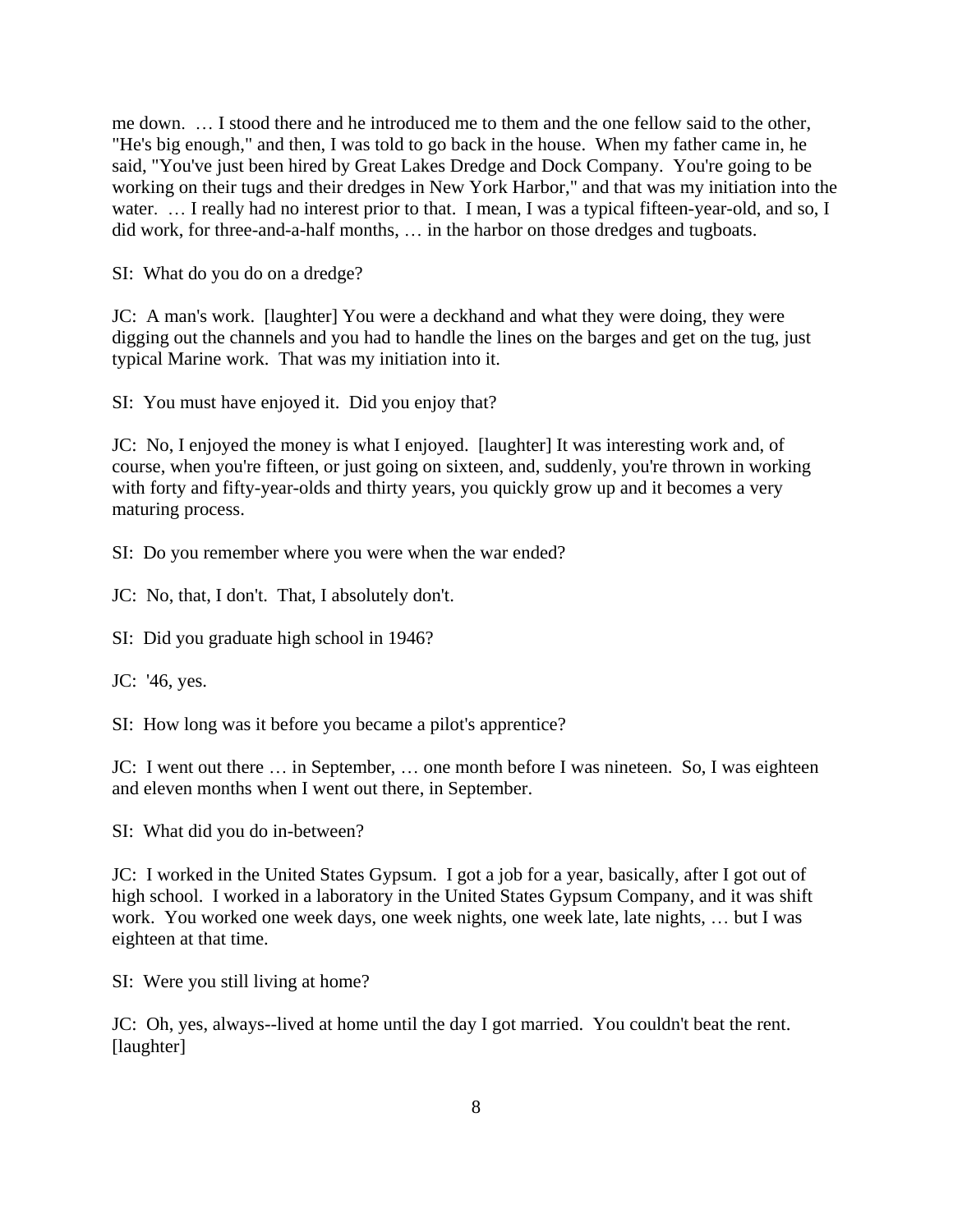me down. … I stood there and he introduced me to them and the one fellow said to the other, "He's big enough," and then, I was told to go back in the house. When my father came in, he said, "You've just been hired by Great Lakes Dredge and Dock Company. You're going to be working on their tugs and their dredges in New York Harbor," and that was my initiation into the water. … I really had no interest prior to that. I mean, I was a typical fifteen-year-old, and so, I did work, for three-and-a-half months, … in the harbor on those dredges and tugboats.

SI: What do you do on a dredge?

JC: A man's work. [laughter] You were a deckhand and what they were doing, they were digging out the channels and you had to handle the lines on the barges and get on the tug, just typical Marine work. That was my initiation into it.

SI: You must have enjoyed it. Did you enjoy that?

JC: No, I enjoyed the money is what I enjoyed. [laughter] It was interesting work and, of course, when you're fifteen, or just going on sixteen, and, suddenly, you're thrown in working with forty and fifty-year-olds and thirty years, you quickly grow up and it becomes a very maturing process.

SI: Do you remember where you were when the war ended?

JC: No, that, I don't. That, I absolutely don't.

SI: Did you graduate high school in 1946?

JC: '46, yes.

SI: How long was it before you became a pilot's apprentice?

JC: I went out there … in September, … one month before I was nineteen. So, I was eighteen and eleven months when I went out there, in September.

SI: What did you do in-between?

JC: I worked in the United States Gypsum. I got a job for a year, basically, after I got out of high school. I worked in a laboratory in the United States Gypsum Company, and it was shift work. You worked one week days, one week nights, one week late, late nights, … but I was eighteen at that time.

SI: Were you still living at home?

JC: Oh, yes, always--lived at home until the day I got married. You couldn't beat the rent. [laughter]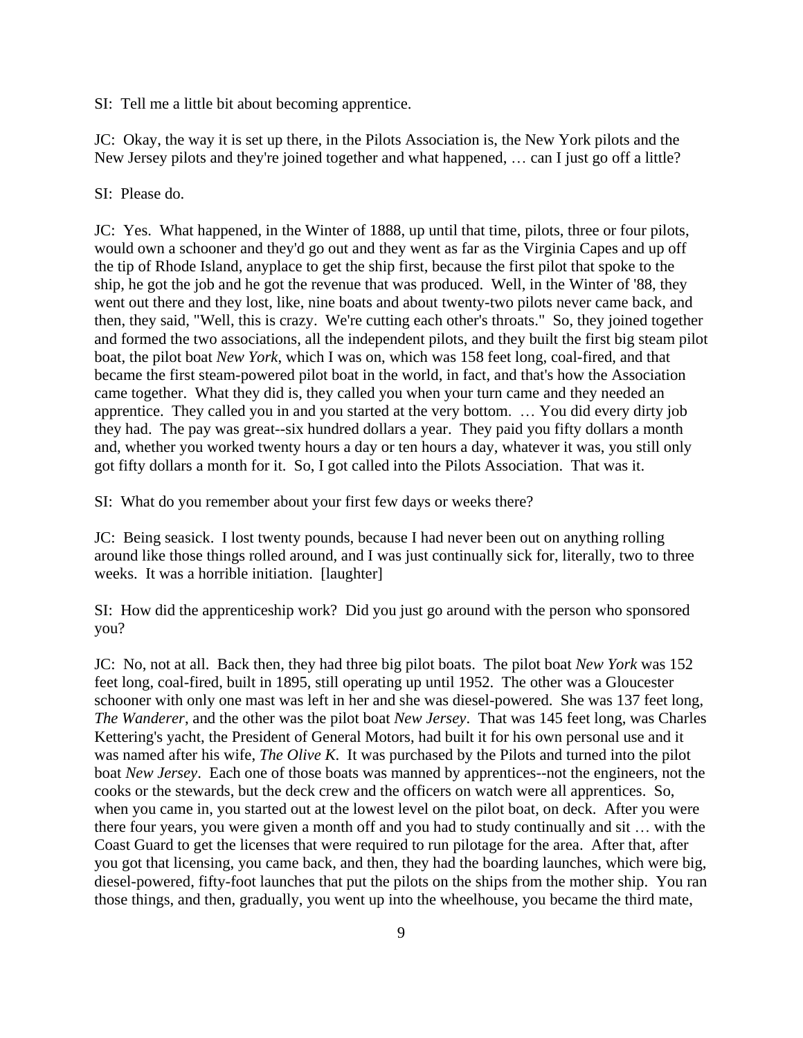SI: Tell me a little bit about becoming apprentice.

JC: Okay, the way it is set up there, in the Pilots Association is, the New York pilots and the New Jersey pilots and they're joined together and what happened, … can I just go off a little?

SI: Please do.

JC: Yes. What happened, in the Winter of 1888, up until that time, pilots, three or four pilots, would own a schooner and they'd go out and they went as far as the Virginia Capes and up off the tip of Rhode Island, anyplace to get the ship first, because the first pilot that spoke to the ship, he got the job and he got the revenue that was produced. Well, in the Winter of '88, they went out there and they lost, like, nine boats and about twenty-two pilots never came back, and then, they said, "Well, this is crazy. We're cutting each other's throats." So, they joined together and formed the two associations, all the independent pilots, and they built the first big steam pilot boat, the pilot boat *New York*, which I was on, which was 158 feet long, coal-fired, and that became the first steam-powered pilot boat in the world, in fact, and that's how the Association came together. What they did is, they called you when your turn came and they needed an apprentice. They called you in and you started at the very bottom. … You did every dirty job they had. The pay was great--six hundred dollars a year. They paid you fifty dollars a month and, whether you worked twenty hours a day or ten hours a day, whatever it was, you still only got fifty dollars a month for it. So, I got called into the Pilots Association. That was it.

SI: What do you remember about your first few days or weeks there?

JC: Being seasick. I lost twenty pounds, because I had never been out on anything rolling around like those things rolled around, and I was just continually sick for, literally, two to three weeks. It was a horrible initiation. [laughter]

SI: How did the apprenticeship work? Did you just go around with the person who sponsored you?

JC: No, not at all. Back then, they had three big pilot boats. The pilot boat *New York* was 152 feet long, coal-fired, built in 1895, still operating up until 1952. The other was a Gloucester schooner with only one mast was left in her and she was diesel-powered. She was 137 feet long, *The Wanderer*, and the other was the pilot boat *New Jersey*. That was 145 feet long, was Charles Kettering's yacht, the President of General Motors, had built it for his own personal use and it was named after his wife, *The Olive K*. It was purchased by the Pilots and turned into the pilot boat *New Jersey*. Each one of those boats was manned by apprentices--not the engineers, not the cooks or the stewards, but the deck crew and the officers on watch were all apprentices. So, when you came in, you started out at the lowest level on the pilot boat, on deck. After you were there four years, you were given a month off and you had to study continually and sit … with the Coast Guard to get the licenses that were required to run pilotage for the area. After that, after you got that licensing, you came back, and then, they had the boarding launches, which were big, diesel-powered, fifty-foot launches that put the pilots on the ships from the mother ship. You ran those things, and then, gradually, you went up into the wheelhouse, you became the third mate,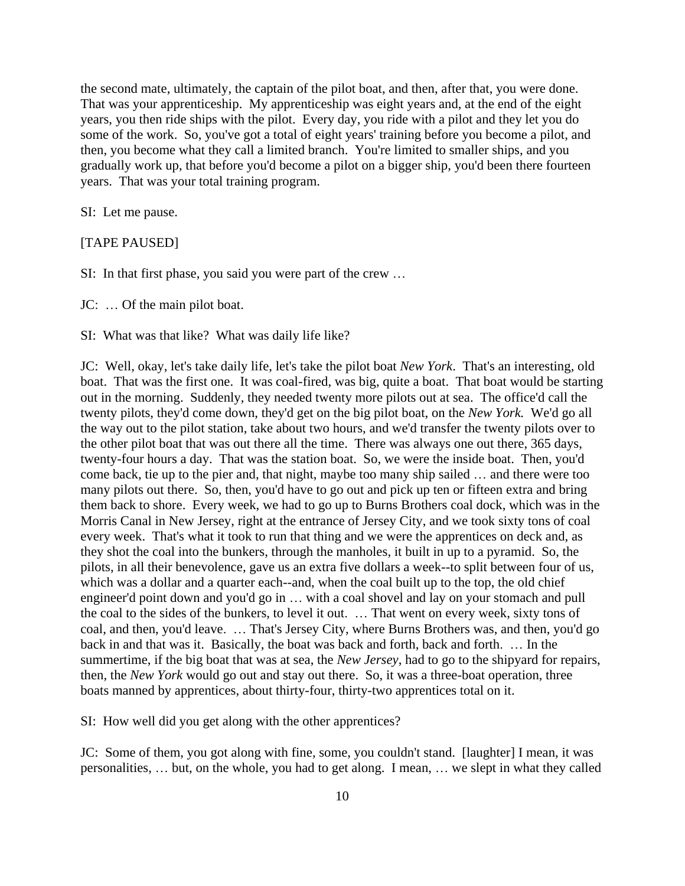the second mate, ultimately, the captain of the pilot boat, and then, after that, you were done. That was your apprenticeship. My apprenticeship was eight years and, at the end of the eight years, you then ride ships with the pilot. Every day, you ride with a pilot and they let you do some of the work. So, you've got a total of eight years' training before you become a pilot, and then, you become what they call a limited branch. You're limited to smaller ships, and you gradually work up, that before you'd become a pilot on a bigger ship, you'd been there fourteen years. That was your total training program.

SI: Let me pause.

[TAPE PAUSED]

SI: In that first phase, you said you were part of the crew …

JC: … Of the main pilot boat.

SI: What was that like? What was daily life like?

JC: Well, okay, let's take daily life, let's take the pilot boat *New York*. That's an interesting, old boat. That was the first one. It was coal-fired, was big, quite a boat. That boat would be starting out in the morning. Suddenly, they needed twenty more pilots out at sea. The office'd call the twenty pilots, they'd come down, they'd get on the big pilot boat, on the *New York.* We'd go all the way out to the pilot station, take about two hours, and we'd transfer the twenty pilots over to the other pilot boat that was out there all the time. There was always one out there, 365 days, twenty-four hours a day. That was the station boat. So, we were the inside boat. Then, you'd come back, tie up to the pier and, that night, maybe too many ship sailed … and there were too many pilots out there. So, then, you'd have to go out and pick up ten or fifteen extra and bring them back to shore. Every week, we had to go up to Burns Brothers coal dock, which was in the Morris Canal in New Jersey, right at the entrance of Jersey City, and we took sixty tons of coal every week. That's what it took to run that thing and we were the apprentices on deck and, as they shot the coal into the bunkers, through the manholes, it built in up to a pyramid. So, the pilots, in all their benevolence, gave us an extra five dollars a week--to split between four of us, which was a dollar and a quarter each--and, when the coal built up to the top, the old chief engineer'd point down and you'd go in … with a coal shovel and lay on your stomach and pull the coal to the sides of the bunkers, to level it out. … That went on every week, sixty tons of coal, and then, you'd leave. … That's Jersey City, where Burns Brothers was, and then, you'd go back in and that was it. Basically, the boat was back and forth, back and forth. … In the summertime, if the big boat that was at sea, the *New Jersey*, had to go to the shipyard for repairs, then, the *New York* would go out and stay out there. So, it was a three-boat operation, three boats manned by apprentices, about thirty-four, thirty-two apprentices total on it.

SI: How well did you get along with the other apprentices?

JC: Some of them, you got along with fine, some, you couldn't stand. [laughter] I mean, it was personalities, … but, on the whole, you had to get along. I mean, … we slept in what they called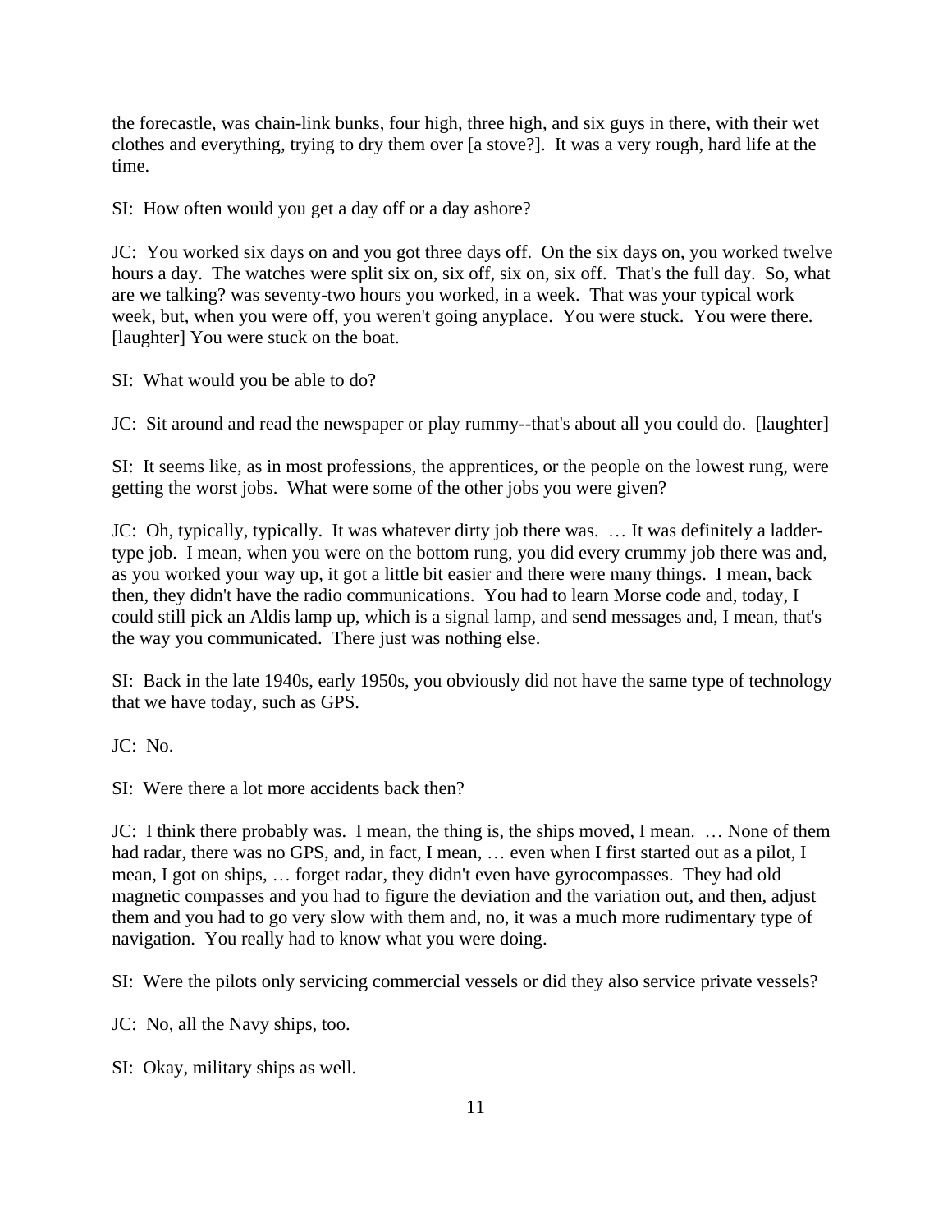the forecastle, was chain-link bunks, four high, three high, and six guys in there, with their wet clothes and everything, trying to dry them over [a stove?]. It was a very rough, hard life at the time.

SI: How often would you get a day off or a day ashore?

JC: You worked six days on and you got three days off. On the six days on, you worked twelve hours a day. The watches were split six on, six off, six on, six off. That's the full day. So, what are we talking? was seventy-two hours you worked, in a week. That was your typical work week, but, when you were off, you weren't going anyplace. You were stuck. You were there. [laughter] You were stuck on the boat.

SI: What would you be able to do?

JC: Sit around and read the newspaper or play rummy--that's about all you could do. [laughter]

SI: It seems like, as in most professions, the apprentices, or the people on the lowest rung, were getting the worst jobs. What were some of the other jobs you were given?

JC: Oh, typically, typically. It was whatever dirty job there was. … It was definitely a ladder-type job. I mean, when you were on the bottom rung, you did every crummy job there was and, as you worked your way up, it got a little bit easier and there were many things. I mean, back then, they didn't have the radio communications. You had to learn Morse code and, today, I could still pick an Aldis lamp up, which is a signal lamp, and send messages and, I mean, that's the way you communicated. There just was nothing else.

SI: Back in the late 1940s, early 1950s, you obviously did not have the same type of technology that we have today, such as GPS.

JC: No.

SI: Were there a lot more accidents back then?

JC: I think there probably was. I mean, the thing is, the ships moved, I mean. … None of them had radar, there was no GPS, and, in fact, I mean, … even when I first started out as a pilot, I mean, I got on ships, … forget radar, they didn't even have gyrocompasses. They had old magnetic compasses and you had to figure the deviation and the variation out, and then, adjust them and you had to go very slow with them and, no, it was a much more rudimentary type of navigation. You really had to know what you were doing.

SI: Were the pilots only servicing commercial vessels or did they also service private vessels?

JC: No, all the Navy ships, too.

SI: Okay, military ships as well.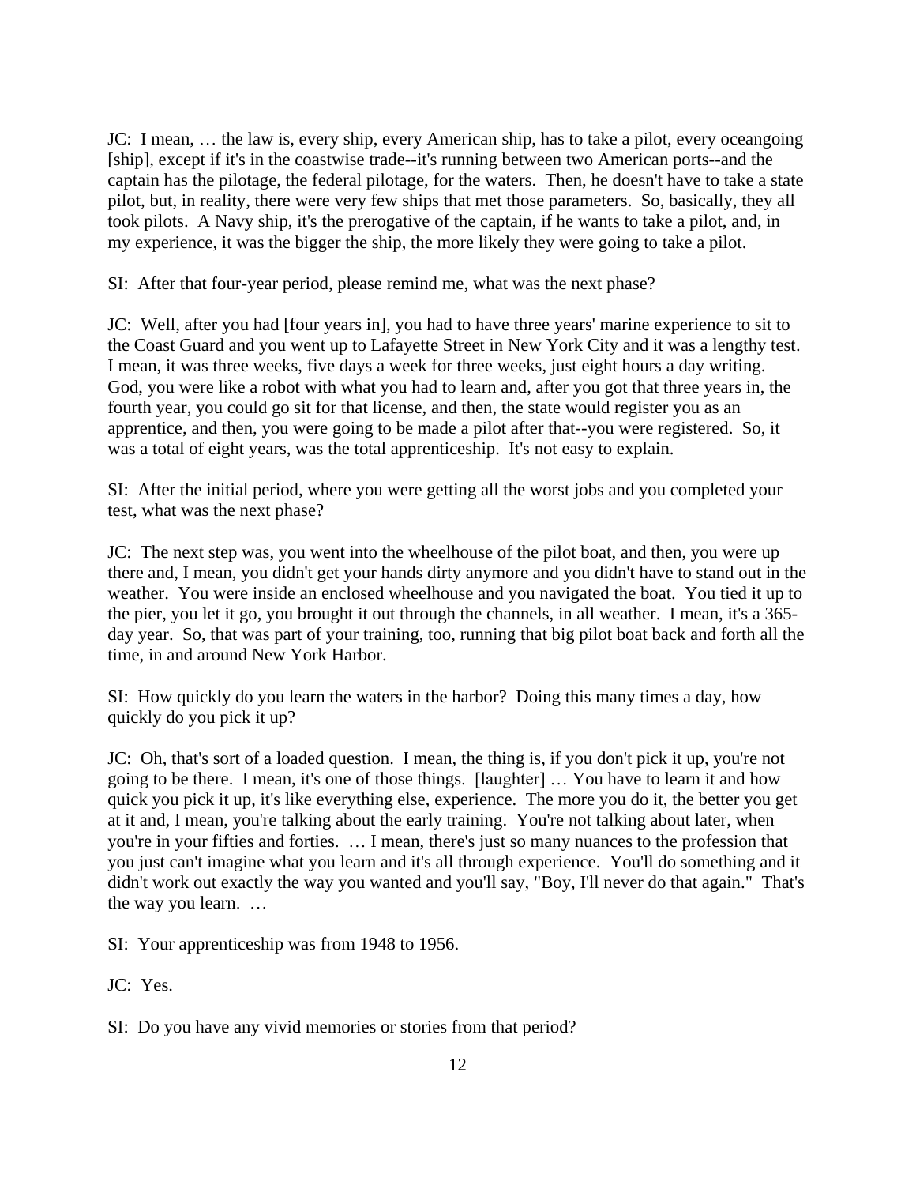JC: I mean, … the law is, every ship, every American ship, has to take a pilot, every oceangoing [ship], except if it's in the coastwise trade--it's running between two American ports--and the captain has the pilotage, the federal pilotage, for the waters. Then, he doesn't have to take a state pilot, but, in reality, there were very few ships that met those parameters. So, basically, they all took pilots. A Navy ship, it's the prerogative of the captain, if he wants to take a pilot, and, in my experience, it was the bigger the ship, the more likely they were going to take a pilot.

SI: After that four-year period, please remind me, what was the next phase?

JC: Well, after you had [four years in], you had to have three years' marine experience to sit to the Coast Guard and you went up to Lafayette Street in New York City and it was a lengthy test. I mean, it was three weeks, five days a week for three weeks, just eight hours a day writing. God, you were like a robot with what you had to learn and, after you got that three years in, the fourth year, you could go sit for that license, and then, the state would register you as an apprentice, and then, you were going to be made a pilot after that--you were registered. So, it was a total of eight years, was the total apprenticeship. It's not easy to explain.

SI: After the initial period, where you were getting all the worst jobs and you completed your test, what was the next phase?

JC: The next step was, you went into the wheelhouse of the pilot boat, and then, you were up there and, I mean, you didn't get your hands dirty anymore and you didn't have to stand out in the weather. You were inside an enclosed wheelhouse and you navigated the boat. You tied it up to the pier, you let it go, you brought it out through the channels, in all weather. I mean, it's a 365-day year. So, that was part of your training, too, running that big pilot boat back and forth all the time, in and around New York Harbor.

SI: How quickly do you learn the waters in the harbor? Doing this many times a day, how quickly do you pick it up?

JC: Oh, that's sort of a loaded question. I mean, the thing is, if you don't pick it up, you're not going to be there. I mean, it's one of those things. [laughter] … You have to learn it and how quick you pick it up, it's like everything else, experience. The more you do it, the better you get at it and, I mean, you're talking about the early training. You're not talking about later, when you're in your fifties and forties. … I mean, there's just so many nuances to the profession that you just can't imagine what you learn and it's all through experience. You'll do something and it didn't work out exactly the way you wanted and you'll say, "Boy, I'll never do that again." That's the way you learn. …

SI: Your apprenticeship was from 1948 to 1956.

JC: Yes.

SI: Do you have any vivid memories or stories from that period?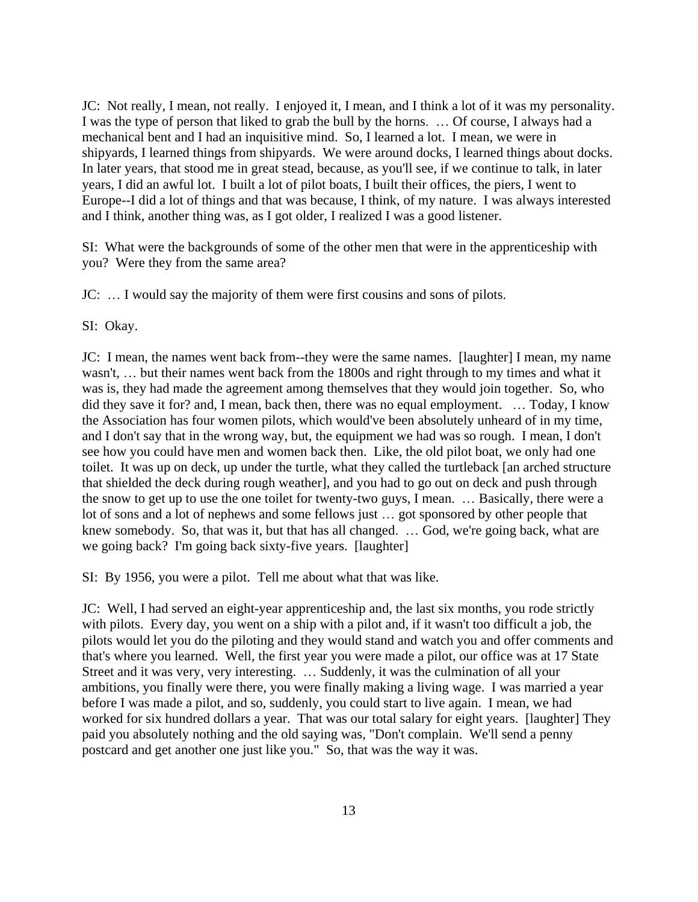JC: Not really, I mean, not really. I enjoyed it, I mean, and I think a lot of it was my personality. I was the type of person that liked to grab the bull by the horns. … Of course, I always had a mechanical bent and I had an inquisitive mind. So, I learned a lot. I mean, we were in shipyards, I learned things from shipyards. We were around docks, I learned things about docks. In later years, that stood me in great stead, because, as you'll see, if we continue to talk, in later years, I did an awful lot. I built a lot of pilot boats, I built their offices, the piers, I went to Europe--I did a lot of things and that was because, I think, of my nature. I was always interested and I think, another thing was, as I got older, I realized I was a good listener.

SI: What were the backgrounds of some of the other men that were in the apprenticeship with you? Were they from the same area?

JC: … I would say the majority of them were first cousins and sons of pilots.

SI: Okay.

JC: I mean, the names went back from--they were the same names. [laughter] I mean, my name wasn't, … but their names went back from the 1800s and right through to my times and what it was is, they had made the agreement among themselves that they would join together. So, who did they save it for? and, I mean, back then, there was no equal employment. … Today, I know the Association has four women pilots, which would've been absolutely unheard of in my time, and I don't say that in the wrong way, but, the equipment we had was so rough. I mean, I don't see how you could have men and women back then. Like, the old pilot boat, we only had one toilet. It was up on deck, up under the turtle, what they called the turtleback [an arched structure that shielded the deck during rough weather], and you had to go out on deck and push through the snow to get up to use the one toilet for twenty-two guys, I mean. … Basically, there were a lot of sons and a lot of nephews and some fellows just … got sponsored by other people that knew somebody. So, that was it, but that has all changed. … God, we're going back, what are we going back? I'm going back sixty-five years. [laughter]

SI: By 1956, you were a pilot. Tell me about what that was like.

JC: Well, I had served an eight-year apprenticeship and, the last six months, you rode strictly with pilots. Every day, you went on a ship with a pilot and, if it wasn't too difficult a job, the pilots would let you do the piloting and they would stand and watch you and offer comments and that's where you learned. Well, the first year you were made a pilot, our office was at 17 State Street and it was very, very interesting. … Suddenly, it was the culmination of all your ambitions, you finally were there, you were finally making a living wage. I was married a year before I was made a pilot, and so, suddenly, you could start to live again. I mean, we had worked for six hundred dollars a year. That was our total salary for eight years. [laughter] They paid you absolutely nothing and the old saying was, "Don't complain. We'll send a penny postcard and get another one just like you." So, that was the way it was.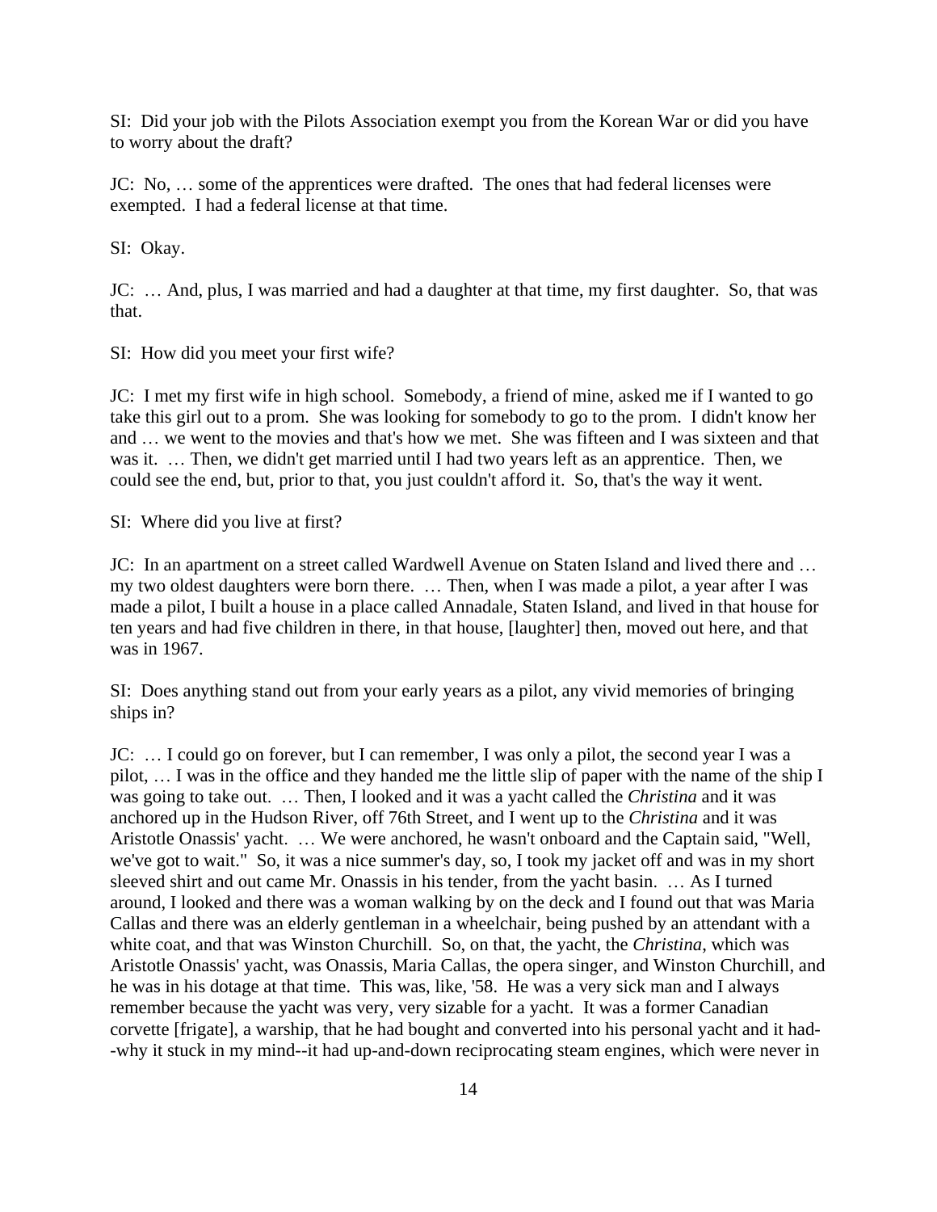SI: Did your job with the Pilots Association exempt you from the Korean War or did you have to worry about the draft?

JC: No, … some of the apprentices were drafted. The ones that had federal licenses were exempted. I had a federal license at that time.

SI: Okay.

JC: … And, plus, I was married and had a daughter at that time, my first daughter. So, that was that.

SI: How did you meet your first wife?

JC: I met my first wife in high school. Somebody, a friend of mine, asked me if I wanted to go take this girl out to a prom. She was looking for somebody to go to the prom. I didn't know her and … we went to the movies and that's how we met. She was fifteen and I was sixteen and that was it. … Then, we didn't get married until I had two years left as an apprentice. Then, we could see the end, but, prior to that, you just couldn't afford it. So, that's the way it went.

SI: Where did you live at first?

JC: In an apartment on a street called Wardwell Avenue on Staten Island and lived there and … my two oldest daughters were born there. … Then, when I was made a pilot, a year after I was made a pilot, I built a house in a place called Annadale, Staten Island, and lived in that house for ten years and had five children in there, in that house, [laughter] then, moved out here, and that was in 1967.

SI: Does anything stand out from your early years as a pilot, any vivid memories of bringing ships in?

JC: … I could go on forever, but I can remember, I was only a pilot, the second year I was a pilot, … I was in the office and they handed me the little slip of paper with the name of the ship I was going to take out. … Then, I looked and it was a yacht called the *Christina* and it was anchored up in the Hudson River, off 76th Street, and I went up to the *Christina* and it was Aristotle Onassis' yacht. … We were anchored, he wasn't onboard and the Captain said, "Well, we've got to wait." So, it was a nice summer's day, so, I took my jacket off and was in my short sleeved shirt and out came Mr. Onassis in his tender, from the yacht basin. … As I turned around, I looked and there was a woman walking by on the deck and I found out that was Maria Callas and there was an elderly gentleman in a wheelchair, being pushed by an attendant with a white coat, and that was Winston Churchill. So, on that, the yacht, the *Christina*, which was Aristotle Onassis' yacht, was Onassis, Maria Callas, the opera singer, and Winston Churchill, and he was in his dotage at that time. This was, like, '58. He was a very sick man and I always remember because the yacht was very, very sizable for a yacht. It was a former Canadian corvette [frigate], a warship, that he had bought and converted into his personal yacht and it had--why it stuck in my mind--it had up-and-down reciprocating steam engines, which were never in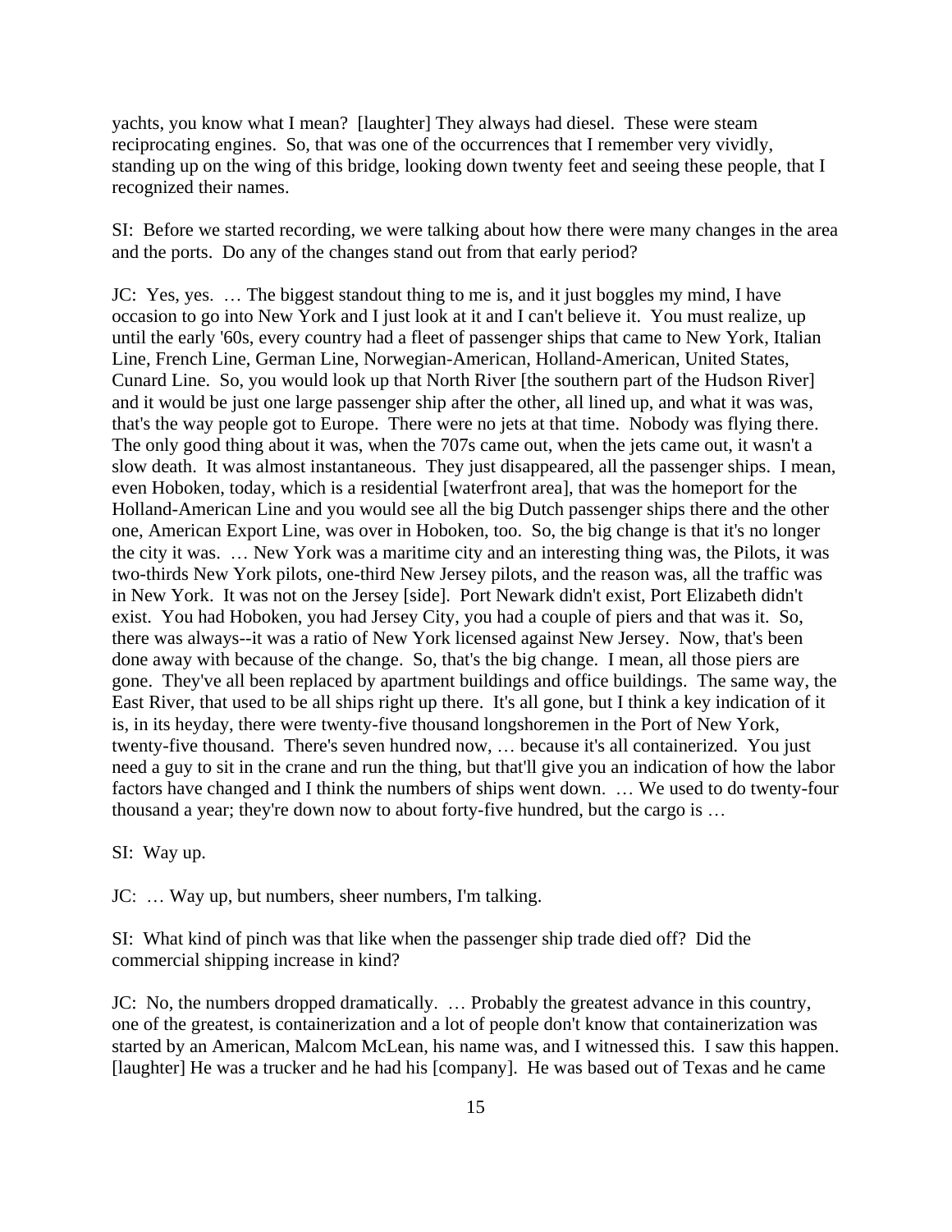yachts, you know what I mean? [laughter] They always had diesel. These were steam reciprocating engines. So, that was one of the occurrences that I remember very vividly, standing up on the wing of this bridge, looking down twenty feet and seeing these people, that I recognized their names.

SI: Before we started recording, we were talking about how there were many changes in the area and the ports. Do any of the changes stand out from that early period?

JC: Yes, yes. … The biggest standout thing to me is, and it just boggles my mind, I have occasion to go into New York and I just look at it and I can't believe it. You must realize, up until the early '60s, every country had a fleet of passenger ships that came to New York, Italian Line, French Line, German Line, Norwegian-American, Holland-American, United States, Cunard Line. So, you would look up that North River [the southern part of the Hudson River] and it would be just one large passenger ship after the other, all lined up, and what it was was, that's the way people got to Europe. There were no jets at that time. Nobody was flying there. The only good thing about it was, when the 707s came out, when the jets came out, it wasn't a slow death. It was almost instantaneous. They just disappeared, all the passenger ships. I mean, even Hoboken, today, which is a residential [waterfront area], that was the homeport for the Holland-American Line and you would see all the big Dutch passenger ships there and the other one, American Export Line, was over in Hoboken, too. So, the big change is that it's no longer the city it was. … New York was a maritime city and an interesting thing was, the Pilots, it was two-thirds New York pilots, one-third New Jersey pilots, and the reason was, all the traffic was in New York. It was not on the Jersey [side]. Port Newark didn't exist, Port Elizabeth didn't exist. You had Hoboken, you had Jersey City, you had a couple of piers and that was it. So, there was always--it was a ratio of New York licensed against New Jersey. Now, that's been done away with because of the change. So, that's the big change. I mean, all those piers are gone. They've all been replaced by apartment buildings and office buildings. The same way, the East River, that used to be all ships right up there. It's all gone, but I think a key indication of it is, in its heyday, there were twenty-five thousand longshoremen in the Port of New York, twenty-five thousand. There's seven hundred now, … because it's all containerized. You just need a guy to sit in the crane and run the thing, but that'll give you an indication of how the labor factors have changed and I think the numbers of ships went down. … We used to do twenty-four thousand a year; they're down now to about forty-five hundred, but the cargo is …

SI: Way up.

JC: … Way up, but numbers, sheer numbers, I'm talking.

SI: What kind of pinch was that like when the passenger ship trade died off? Did the commercial shipping increase in kind?

JC: No, the numbers dropped dramatically. … Probably the greatest advance in this country, one of the greatest, is containerization and a lot of people don't know that containerization was started by an American, Malcom McLean, his name was, and I witnessed this. I saw this happen. [laughter] He was a trucker and he had his [company]. He was based out of Texas and he came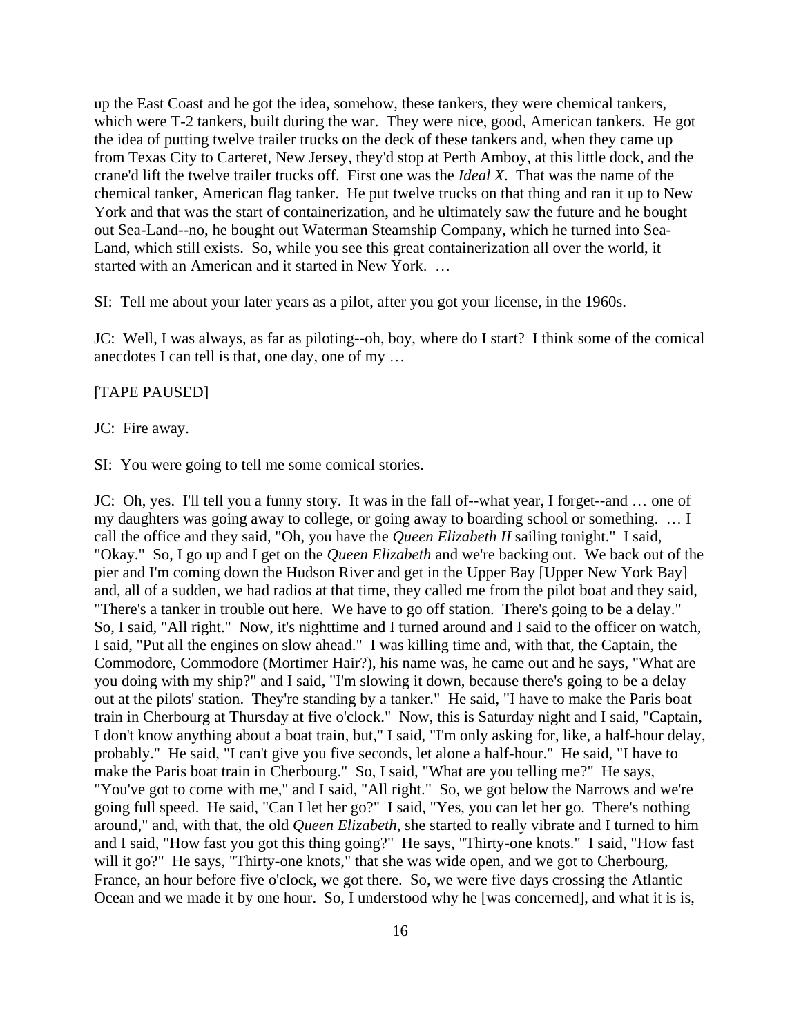up the East Coast and he got the idea, somehow, these tankers, they were chemical tankers, which were T-2 tankers, built during the war. They were nice, good, American tankers. He got the idea of putting twelve trailer trucks on the deck of these tankers and, when they came up from Texas City to Carteret, New Jersey, they'd stop at Perth Amboy, at this little dock, and the crane'd lift the twelve trailer trucks off. First one was the *Ideal X*. That was the name of the chemical tanker, American flag tanker. He put twelve trucks on that thing and ran it up to New York and that was the start of containerization, and he ultimately saw the future and he bought out Sea-Land--no, he bought out Waterman Steamship Company, which he turned into Sea-Land, which still exists. So, while you see this great containerization all over the world, it started with an American and it started in New York. …

SI: Tell me about your later years as a pilot, after you got your license, in the 1960s.

JC: Well, I was always, as far as piloting--oh, boy, where do I start? I think some of the comical anecdotes I can tell is that, one day, one of my …

[TAPE PAUSED]

JC: Fire away.

SI: You were going to tell me some comical stories.

JC: Oh, yes. I'll tell you a funny story. It was in the fall of--what year, I forget--and … one of my daughters was going away to college, or going away to boarding school or something. … I call the office and they said, "Oh, you have the *Queen Elizabeth II* sailing tonight." I said, "Okay." So, I go up and I get on the *Queen Elizabeth* and we're backing out. We back out of the pier and I'm coming down the Hudson River and get in the Upper Bay [Upper New York Bay] and, all of a sudden, we had radios at that time, they called me from the pilot boat and they said, "There's a tanker in trouble out here. We have to go off station. There's going to be a delay." So, I said, "All right." Now, it's nighttime and I turned around and I said to the officer on watch, I said, "Put all the engines on slow ahead." I was killing time and, with that, the Captain, the Commodore, Commodore (Mortimer Hair?), his name was, he came out and he says, "What are you doing with my ship?" and I said, "I'm slowing it down, because there's going to be a delay out at the pilots' station. They're standing by a tanker." He said, "I have to make the Paris boat train in Cherbourg at Thursday at five o'clock." Now, this is Saturday night and I said, "Captain, I don't know anything about a boat train, but," I said, "I'm only asking for, like, a half-hour delay, probably." He said, "I can't give you five seconds, let alone a half-hour." He said, "I have to make the Paris boat train in Cherbourg." So, I said, "What are you telling me?" He says, "You've got to come with me," and I said, "All right." So, we got below the Narrows and we're going full speed. He said, "Can I let her go?" I said, "Yes, you can let her go. There's nothing around," and, with that, the old *Queen Elizabeth*, she started to really vibrate and I turned to him and I said, "How fast you got this thing going?" He says, "Thirty-one knots." I said, "How fast will it go?" He says, "Thirty-one knots," that she was wide open, and we got to Cherbourg, France, an hour before five o'clock, we got there. So, we were five days crossing the Atlantic Ocean and we made it by one hour. So, I understood why he [was concerned], and what it is is,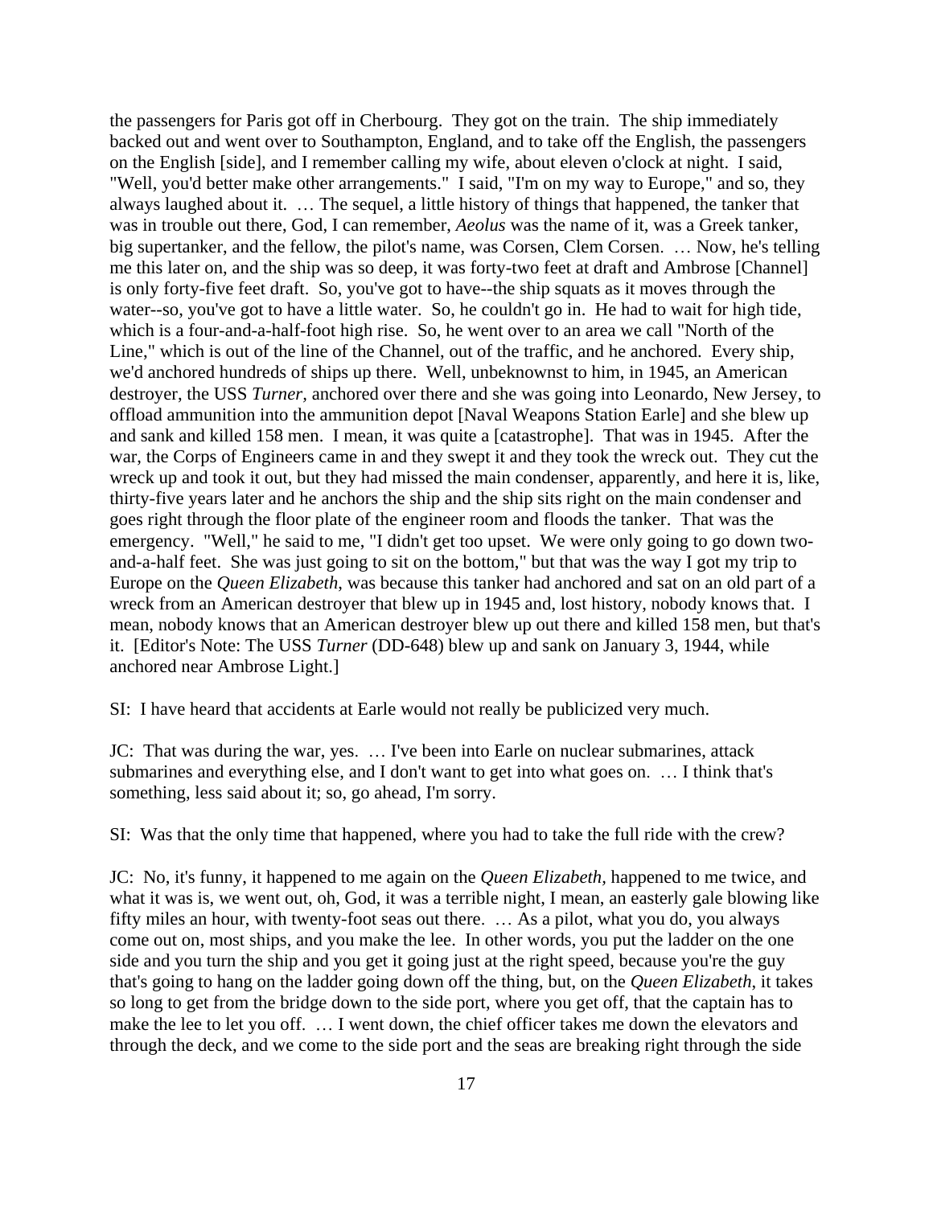the passengers for Paris got off in Cherbourg. They got on the train. The ship immediately backed out and went over to Southampton, England, and to take off the English, the passengers on the English [side], and I remember calling my wife, about eleven o'clock at night. I said, "Well, you'd better make other arrangements." I said, "I'm on my way to Europe," and so, they always laughed about it. … The sequel, a little history of things that happened, the tanker that was in trouble out there, God, I can remember, *Aeolus* was the name of it, was a Greek tanker, big supertanker, and the fellow, the pilot's name, was Corsen, Clem Corsen. … Now, he's telling me this later on, and the ship was so deep, it was forty-two feet at draft and Ambrose [Channel] is only forty-five feet draft. So, you've got to have--the ship squats as it moves through the water--so, you've got to have a little water. So, he couldn't go in. He had to wait for high tide, which is a four-and-a-half-foot high rise. So, he went over to an area we call "North of the Line," which is out of the line of the Channel, out of the traffic, and he anchored. Every ship, we'd anchored hundreds of ships up there. Well, unbeknownst to him, in 1945, an American destroyer, the USS *Turner*, anchored over there and she was going into Leonardo, New Jersey, to offload ammunition into the ammunition depot [Naval Weapons Station Earle] and she blew up and sank and killed 158 men. I mean, it was quite a [catastrophe]. That was in 1945. After the war, the Corps of Engineers came in and they swept it and they took the wreck out. They cut the wreck up and took it out, but they had missed the main condenser, apparently, and here it is, like, thirty-five years later and he anchors the ship and the ship sits right on the main condenser and goes right through the floor plate of the engineer room and floods the tanker. That was the emergency. "Well," he said to me, "I didn't get too upset. We were only going to go down two-and-a-half feet. She was just going to sit on the bottom," but that was the way I got my trip to Europe on the *Queen Elizabeth*, was because this tanker had anchored and sat on an old part of a wreck from an American destroyer that blew up in 1945 and, lost history, nobody knows that. I mean, nobody knows that an American destroyer blew up out there and killed 158 men, but that's it. [Editor's Note: The USS *Turner* (DD-648) blew up and sank on January 3, 1944, while anchored near Ambrose Light.]

SI: I have heard that accidents at Earle would not really be publicized very much.

JC: That was during the war, yes. … I've been into Earle on nuclear submarines, attack submarines and everything else, and I don't want to get into what goes on. … I think that's something, less said about it; so, go ahead, I'm sorry.

SI: Was that the only time that happened, where you had to take the full ride with the crew?

JC: No, it's funny, it happened to me again on the *Queen Elizabeth*, happened to me twice, and what it was is, we went out, oh, God, it was a terrible night, I mean, an easterly gale blowing like fifty miles an hour, with twenty-foot seas out there. … As a pilot, what you do, you always come out on, most ships, and you make the lee. In other words, you put the ladder on the one side and you turn the ship and you get it going just at the right speed, because you're the guy that's going to hang on the ladder going down off the thing, but, on the *Queen Elizabeth*, it takes so long to get from the bridge down to the side port, where you get off, that the captain has to make the lee to let you off. … I went down, the chief officer takes me down the elevators and through the deck, and we come to the side port and the seas are breaking right through the side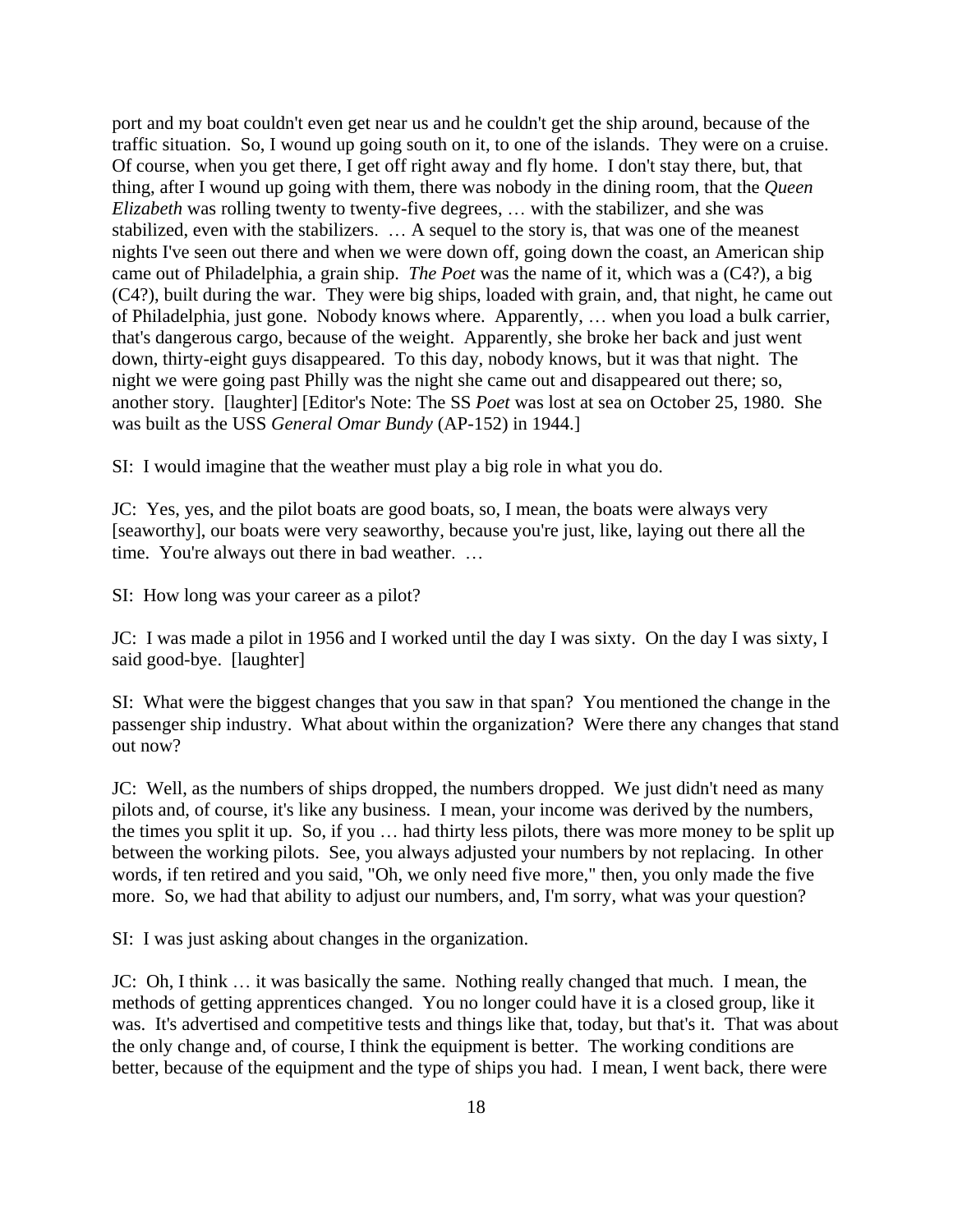port and my boat couldn't even get near us and he couldn't get the ship around, because of the traffic situation. So, I wound up going south on it, to one of the islands. They were on a cruise. Of course, when you get there, I get off right away and fly home. I don't stay there, but, that thing, after I wound up going with them, there was nobody in the dining room, that the *Queen Elizabeth* was rolling twenty to twenty-five degrees, … with the stabilizer, and she was stabilized, even with the stabilizers. … A sequel to the story is, that was one of the meanest nights I've seen out there and when we were down off, going down the coast, an American ship came out of Philadelphia, a grain ship. *The Poet* was the name of it, which was a (C4?), a big (C4?), built during the war. They were big ships, loaded with grain, and, that night, he came out of Philadelphia, just gone. Nobody knows where. Apparently, … when you load a bulk carrier, that's dangerous cargo, because of the weight. Apparently, she broke her back and just went down, thirty-eight guys disappeared. To this day, nobody knows, but it was that night. The night we were going past Philly was the night she came out and disappeared out there; so, another story. [laughter] [Editor's Note: The SS *Poet* was lost at sea on October 25, 1980. She was built as the USS *General Omar Bundy* (AP-152) in 1944.]

SI: I would imagine that the weather must play a big role in what you do.

JC: Yes, yes, and the pilot boats are good boats, so, I mean, the boats were always very [seaworthy], our boats were very seaworthy, because you're just, like, laying out there all the time. You're always out there in bad weather. …

SI: How long was your career as a pilot?

JC: I was made a pilot in 1956 and I worked until the day I was sixty. On the day I was sixty, I said good-bye. [laughter]

SI: What were the biggest changes that you saw in that span? You mentioned the change in the passenger ship industry. What about within the organization? Were there any changes that stand out now?

JC: Well, as the numbers of ships dropped, the numbers dropped. We just didn't need as many pilots and, of course, it's like any business. I mean, your income was derived by the numbers, the times you split it up. So, if you … had thirty less pilots, there was more money to be split up between the working pilots. See, you always adjusted your numbers by not replacing. In other words, if ten retired and you said, "Oh, we only need five more," then, you only made the five more. So, we had that ability to adjust our numbers, and, I'm sorry, what was your question?

SI: I was just asking about changes in the organization.

JC: Oh, I think … it was basically the same. Nothing really changed that much. I mean, the methods of getting apprentices changed. You no longer could have it is a closed group, like it was. It's advertised and competitive tests and things like that, today, but that's it. That was about the only change and, of course, I think the equipment is better. The working conditions are better, because of the equipment and the type of ships you had. I mean, I went back, there were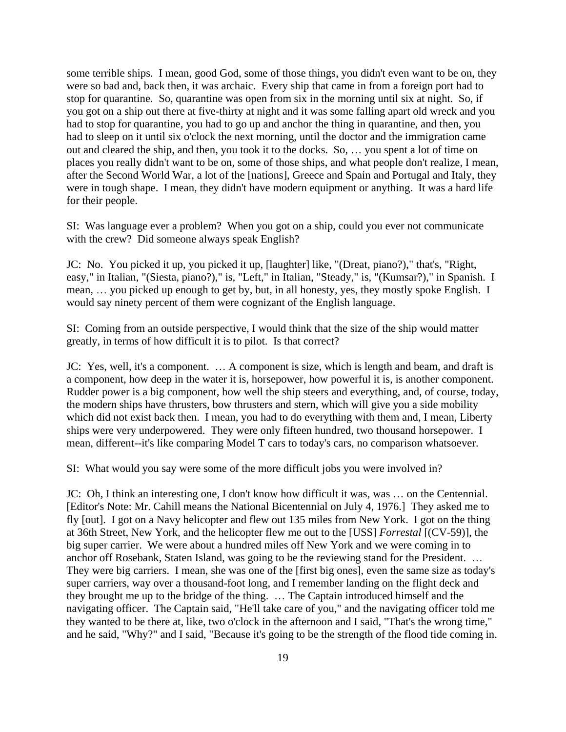some terrible ships. I mean, good God, some of those things, you didn't even want to be on, they were so bad and, back then, it was archaic. Every ship that came in from a foreign port had to stop for quarantine. So, quarantine was open from six in the morning until six at night. So, if you got on a ship out there at five-thirty at night and it was some falling apart old wreck and you had to stop for quarantine, you had to go up and anchor the thing in quarantine, and then, you had to sleep on it until six o'clock the next morning, until the doctor and the immigration came out and cleared the ship, and then, you took it to the docks. So, … you spent a lot of time on places you really didn't want to be on, some of those ships, and what people don't realize, I mean, after the Second World War, a lot of the [nations], Greece and Spain and Portugal and Italy, they were in tough shape. I mean, they didn't have modern equipment or anything. It was a hard life for their people.

SI: Was language ever a problem? When you got on a ship, could you ever not communicate with the crew? Did someone always speak English?

JC: No. You picked it up, you picked it up, [laughter] like, "(Dreat, piano?)," that's, "Right, easy," in Italian, "(Siesta, piano?)," is, "Left," in Italian, "Steady," is, "(Kumsar?)," in Spanish. I mean, … you picked up enough to get by, but, in all honesty, yes, they mostly spoke English. I would say ninety percent of them were cognizant of the English language.

SI: Coming from an outside perspective, I would think that the size of the ship would matter greatly, in terms of how difficult it is to pilot. Is that correct?

JC: Yes, well, it's a component. … A component is size, which is length and beam, and draft is a component, how deep in the water it is, horsepower, how powerful it is, is another component. Rudder power is a big component, how well the ship steers and everything, and, of course, today, the modern ships have thrusters, bow thrusters and stern, which will give you a side mobility which did not exist back then. I mean, you had to do everything with them and, I mean, Liberty ships were very underpowered. They were only fifteen hundred, two thousand horsepower. I mean, different--it's like comparing Model T cars to today's cars, no comparison whatsoever.

SI: What would you say were some of the more difficult jobs you were involved in?

JC: Oh, I think an interesting one, I don't know how difficult it was, was … on the Centennial. [Editor's Note: Mr. Cahill means the National Bicentennial on July 4, 1976.] They asked me to fly [out]. I got on a Navy helicopter and flew out 135 miles from New York. I got on the thing at 36th Street, New York, and the helicopter flew me out to the [USS] *Forrestal* [(CV-59)], the big super carrier. We were about a hundred miles off New York and we were coming in to anchor off Rosebank, Staten Island, was going to be the reviewing stand for the President. … They were big carriers. I mean, she was one of the [first big ones], even the same size as today's super carriers, way over a thousand-foot long, and I remember landing on the flight deck and they brought me up to the bridge of the thing. … The Captain introduced himself and the navigating officer. The Captain said, "He'll take care of you," and the navigating officer told me they wanted to be there at, like, two o'clock in the afternoon and I said, "That's the wrong time," and he said, "Why?" and I said, "Because it's going to be the strength of the flood tide coming in.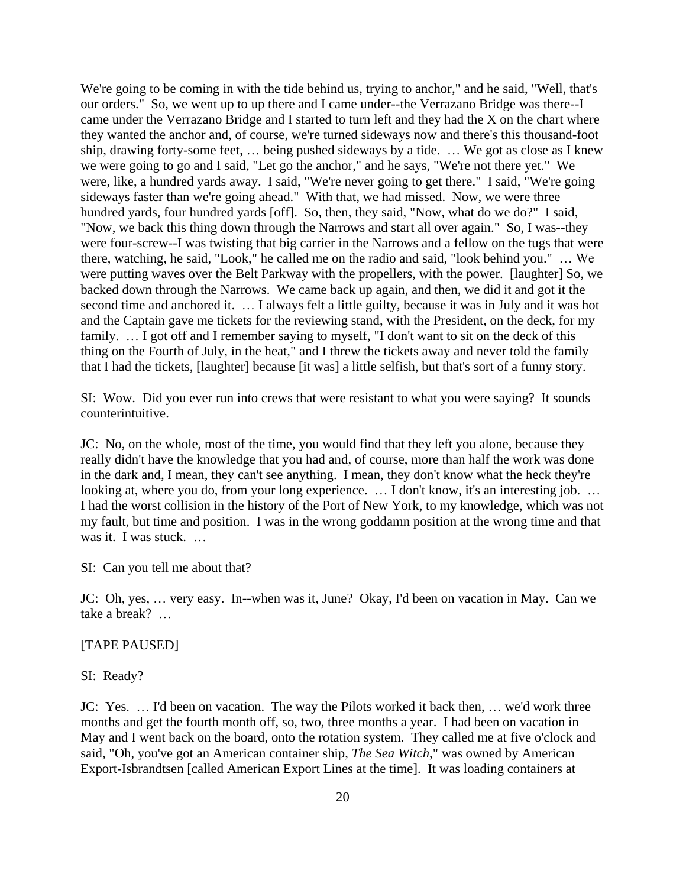We're going to be coming in with the tide behind us, trying to anchor," and he said, "Well, that's our orders." So, we went up to up there and I came under--the Verrazano Bridge was there--I came under the Verrazano Bridge and I started to turn left and they had the X on the chart where they wanted the anchor and, of course, we're turned sideways now and there's this thousand-foot ship, drawing forty-some feet, … being pushed sideways by a tide. … We got as close as I knew we were going to go and I said, "Let go the anchor," and he says, "We're not there yet." We were, like, a hundred yards away. I said, "We're never going to get there." I said, "We're going sideways faster than we're going ahead." With that, we had missed. Now, we were three hundred yards, four hundred yards [off]. So, then, they said, "Now, what do we do?" I said, "Now, we back this thing down through the Narrows and start all over again." So, I was--they were four-screw--I was twisting that big carrier in the Narrows and a fellow on the tugs that were there, watching, he said, "Look," he called me on the radio and said, "look behind you." … We were putting waves over the Belt Parkway with the propellers, with the power. [laughter] So, we backed down through the Narrows. We came back up again, and then, we did it and got it the second time and anchored it. … I always felt a little guilty, because it was in July and it was hot and the Captain gave me tickets for the reviewing stand, with the President, on the deck, for my family. … I got off and I remember saying to myself, "I don't want to sit on the deck of this thing on the Fourth of July, in the heat," and I threw the tickets away and never told the family that I had the tickets, [laughter] because [it was] a little selfish, but that's sort of a funny story.

SI: Wow. Did you ever run into crews that were resistant to what you were saying? It sounds counterintuitive.

JC: No, on the whole, most of the time, you would find that they left you alone, because they really didn't have the knowledge that you had and, of course, more than half the work was done in the dark and, I mean, they can't see anything. I mean, they don't know what the heck they're looking at, where you do, from your long experience. … I don't know, it's an interesting job. … I had the worst collision in the history of the Port of New York, to my knowledge, which was not my fault, but time and position. I was in the wrong goddamn position at the wrong time and that was it. I was stuck. …

SI: Can you tell me about that?

JC: Oh, yes, … very easy. In--when was it, June? Okay, I'd been on vacation in May. Can we take a break? …

[TAPE PAUSED]

SI: Ready?

JC: Yes. … I'd been on vacation. The way the Pilots worked it back then, … we'd work three months and get the fourth month off, so, two, three months a year. I had been on vacation in May and I went back on the board, onto the rotation system. They called me at five o'clock and said, "Oh, you've got an American container ship, *The Sea Witch*," was owned by American Export-Isbrandtsen [called American Export Lines at the time]. It was loading containers at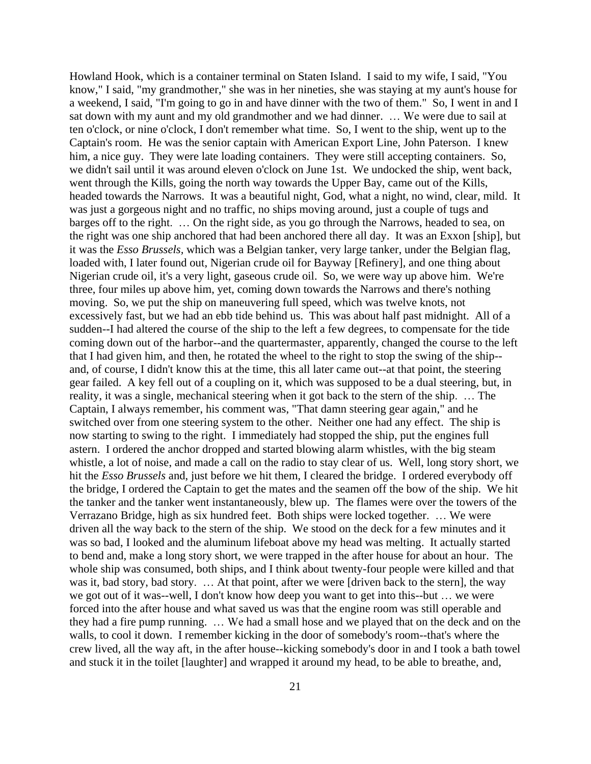Howland Hook, which is a container terminal on Staten Island. I said to my wife, I said, "You know," I said, "my grandmother," she was in her nineties, she was staying at my aunt's house for a weekend, I said, "I'm going to go in and have dinner with the two of them." So, I went in and I sat down with my aunt and my old grandmother and we had dinner. … We were due to sail at ten o'clock, or nine o'clock, I don't remember what time. So, I went to the ship, went up to the Captain's room. He was the senior captain with American Export Line, John Paterson. I knew him, a nice guy. They were late loading containers. They were still accepting containers. So, we didn't sail until it was around eleven o'clock on June 1st. We undocked the ship, went back, went through the Kills, going the north way towards the Upper Bay, came out of the Kills, headed towards the Narrows. It was a beautiful night, God, what a night, no wind, clear, mild. It was just a gorgeous night and no traffic, no ships moving around, just a couple of tugs and barges off to the right. … On the right side, as you go through the Narrows, headed to sea, on the right was one ship anchored that had been anchored there all day. It was an Exxon [ship], but it was the *Esso Brussels*, which was a Belgian tanker, very large tanker, under the Belgian flag, loaded with, I later found out, Nigerian crude oil for Bayway [Refinery], and one thing about Nigerian crude oil, it's a very light, gaseous crude oil. So, we were way up above him. We're three, four miles up above him, yet, coming down towards the Narrows and there's nothing moving. So, we put the ship on maneuvering full speed, which was twelve knots, not excessively fast, but we had an ebb tide behind us. This was about half past midnight. All of a sudden--I had altered the course of the ship to the left a few degrees, to compensate for the tide coming down out of the harbor--and the quartermaster, apparently, changed the course to the left that I had given him, and then, he rotated the wheel to the right to stop the swing of the ship--and, of course, I didn't know this at the time, this all later came out--at that point, the steering gear failed. A key fell out of a coupling on it, which was supposed to be a dual steering, but, in reality, it was a single, mechanical steering when it got back to the stern of the ship. … The Captain, I always remember, his comment was, "That damn steering gear again," and he switched over from one steering system to the other. Neither one had any effect. The ship is now starting to swing to the right. I immediately had stopped the ship, put the engines full astern. I ordered the anchor dropped and started blowing alarm whistles, with the big steam whistle, a lot of noise, and made a call on the radio to stay clear of us. Well, long story short, we hit the *Esso Brussels* and, just before we hit them, I cleared the bridge. I ordered everybody off the bridge, I ordered the Captain to get the mates and the seamen off the bow of the ship. We hit the tanker and the tanker went instantaneously, blew up. The flames were over the towers of the Verrazano Bridge, high as six hundred feet. Both ships were locked together. … We were driven all the way back to the stern of the ship. We stood on the deck for a few minutes and it was so bad, I looked and the aluminum lifeboat above my head was melting. It actually started to bend and, make a long story short, we were trapped in the after house for about an hour. The whole ship was consumed, both ships, and I think about twenty-four people were killed and that was it, bad story, bad story. … At that point, after we were [driven back to the stern], the way we got out of it was--well, I don't know how deep you want to get into this--but … we were forced into the after house and what saved us was that the engine room was still operable and they had a fire pump running. … We had a small hose and we played that on the deck and on the walls, to cool it down. I remember kicking in the door of somebody's room--that's where the crew lived, all the way aft, in the after house--kicking somebody's door in and I took a bath towel and stuck it in the toilet [laughter] and wrapped it around my head, to be able to breathe, and,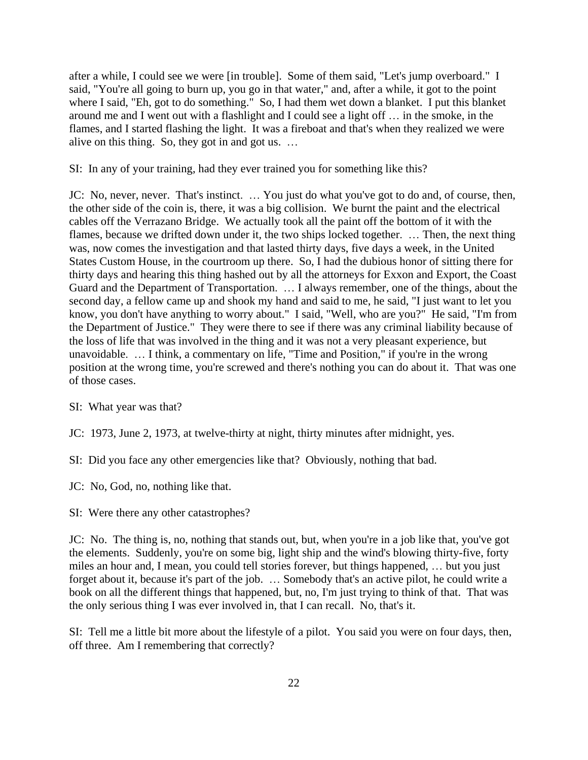after a while, I could see we were [in trouble]. Some of them said, "Let's jump overboard." I said, "You're all going to burn up, you go in that water," and, after a while, it got to the point where I said, "Eh, got to do something." So, I had them wet down a blanket. I put this blanket around me and I went out with a flashlight and I could see a light off … in the smoke, in the flames, and I started flashing the light. It was a fireboat and that's when they realized we were alive on this thing. So, they got in and got us. …

SI: In any of your training, had they ever trained you for something like this?

JC: No, never, never. That's instinct. … You just do what you've got to do and, of course, then, the other side of the coin is, there, it was a big collision. We burnt the paint and the electrical cables off the Verrazano Bridge. We actually took all the paint off the bottom of it with the flames, because we drifted down under it, the two ships locked together. … Then, the next thing was, now comes the investigation and that lasted thirty days, five days a week, in the United States Custom House, in the courtroom up there. So, I had the dubious honor of sitting there for thirty days and hearing this thing hashed out by all the attorneys for Exxon and Export, the Coast Guard and the Department of Transportation. … I always remember, one of the things, about the second day, a fellow came up and shook my hand and said to me, he said, "I just want to let you know, you don't have anything to worry about." I said, "Well, who are you?" He said, "I'm from the Department of Justice." They were there to see if there was any criminal liability because of the loss of life that was involved in the thing and it was not a very pleasant experience, but unavoidable. … I think, a commentary on life, "Time and Position," if you're in the wrong position at the wrong time, you're screwed and there's nothing you can do about it. That was one of those cases.

SI: What year was that?

JC: 1973, June 2, 1973, at twelve-thirty at night, thirty minutes after midnight, yes.

SI: Did you face any other emergencies like that? Obviously, nothing that bad.

JC: No, God, no, nothing like that.

SI: Were there any other catastrophes?

JC: No. The thing is, no, nothing that stands out, but, when you're in a job like that, you've got the elements. Suddenly, you're on some big, light ship and the wind's blowing thirty-five, forty miles an hour and, I mean, you could tell stories forever, but things happened, … but you just forget about it, because it's part of the job. … Somebody that's an active pilot, he could write a book on all the different things that happened, but, no, I'm just trying to think of that. That was the only serious thing I was ever involved in, that I can recall. No, that's it.

SI: Tell me a little bit more about the lifestyle of a pilot. You said you were on four days, then, off three. Am I remembering that correctly?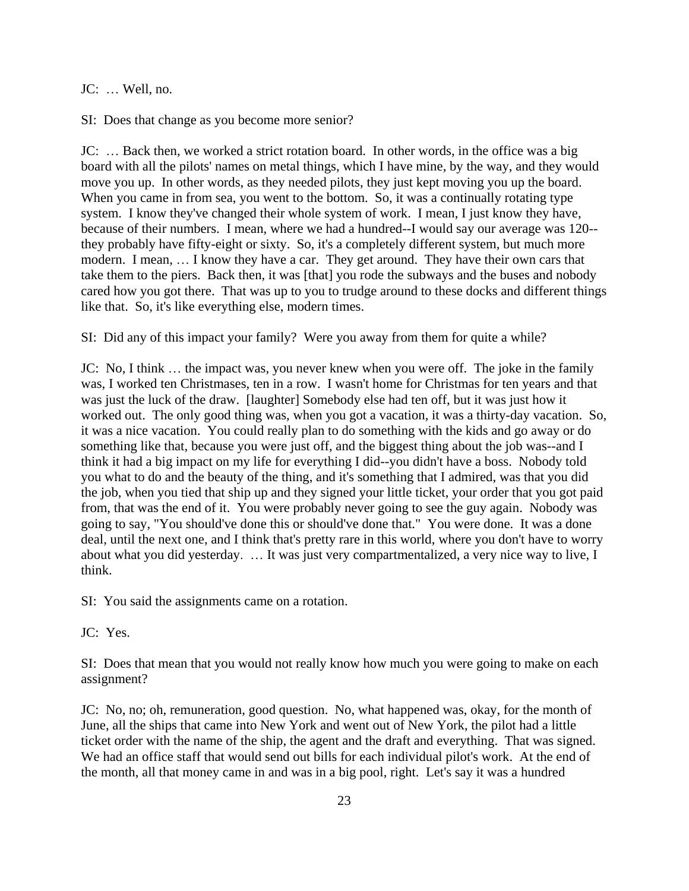JC: … Well, no.

SI: Does that change as you become more senior?

JC: … Back then, we worked a strict rotation board. In other words, in the office was a big board with all the pilots' names on metal things, which I have mine, by the way, and they would move you up. In other words, as they needed pilots, they just kept moving you up the board. When you came in from sea, you went to the bottom. So, it was a continually rotating type system. I know they've changed their whole system of work. I mean, I just know they have, because of their numbers. I mean, where we had a hundred--I would say our average was 120--they probably have fifty-eight or sixty. So, it's a completely different system, but much more modern. I mean, … I know they have a car. They get around. They have their own cars that take them to the piers. Back then, it was [that] you rode the subways and the buses and nobody cared how you got there. That was up to you to trudge around to these docks and different things like that. So, it's like everything else, modern times.

SI: Did any of this impact your family? Were you away from them for quite a while?

JC: No, I think … the impact was, you never knew when you were off. The joke in the family was, I worked ten Christmases, ten in a row. I wasn't home for Christmas for ten years and that was just the luck of the draw. [laughter] Somebody else had ten off, but it was just how it worked out. The only good thing was, when you got a vacation, it was a thirty-day vacation. So, it was a nice vacation. You could really plan to do something with the kids and go away or do something like that, because you were just off, and the biggest thing about the job was--and I think it had a big impact on my life for everything I did--you didn't have a boss. Nobody told you what to do and the beauty of the thing, and it's something that I admired, was that you did the job, when you tied that ship up and they signed your little ticket, your order that you got paid from, that was the end of it. You were probably never going to see the guy again. Nobody was going to say, "You should've done this or should've done that." You were done. It was a done deal, until the next one, and I think that's pretty rare in this world, where you don't have to worry about what you did yesterday. … It was just very compartmentalized, a very nice way to live, I think.

SI: You said the assignments came on a rotation.

JC: Yes.

SI: Does that mean that you would not really know how much you were going to make on each assignment?

JC: No, no; oh, remuneration, good question. No, what happened was, okay, for the month of June, all the ships that came into New York and went out of New York, the pilot had a little ticket order with the name of the ship, the agent and the draft and everything. That was signed. We had an office staff that would send out bills for each individual pilot's work. At the end of the month, all that money came in and was in a big pool, right. Let's say it was a hundred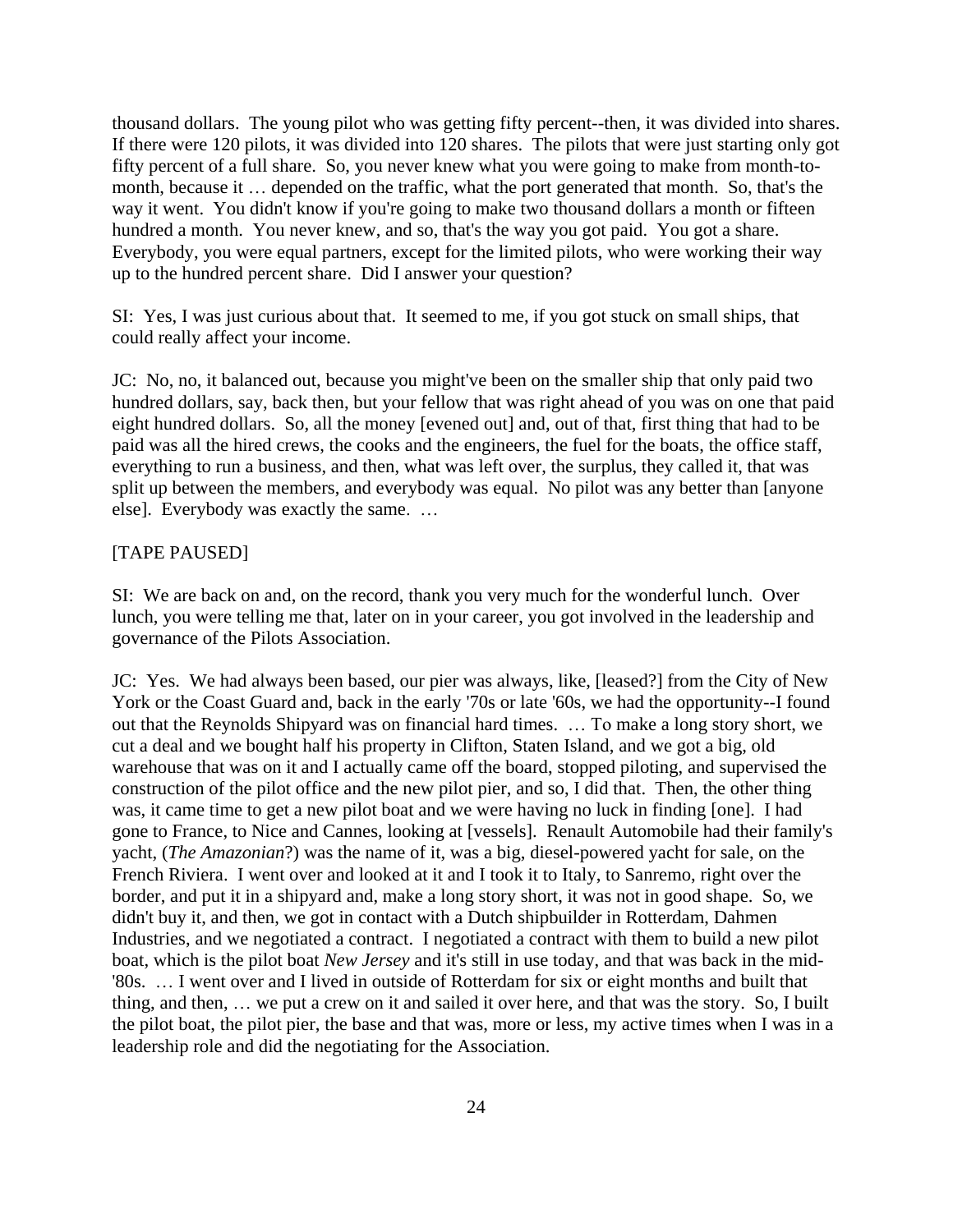thousand dollars. The young pilot who was getting fifty percent--then, it was divided into shares. If there were 120 pilots, it was divided into 120 shares. The pilots that were just starting only got fifty percent of a full share. So, you never knew what you were going to make from month-to-month, because it … depended on the traffic, what the port generated that month. So, that's the way it went. You didn't know if you're going to make two thousand dollars a month or fifteen hundred a month. You never knew, and so, that's the way you got paid. You got a share. Everybody, you were equal partners, except for the limited pilots, who were working their way up to the hundred percent share. Did I answer your question?

SI: Yes, I was just curious about that. It seemed to me, if you got stuck on small ships, that could really affect your income.

JC: No, no, it balanced out, because you might've been on the smaller ship that only paid two hundred dollars, say, back then, but your fellow that was right ahead of you was on one that paid eight hundred dollars. So, all the money [evened out] and, out of that, first thing that had to be paid was all the hired crews, the cooks and the engineers, the fuel for the boats, the office staff, everything to run a business, and then, what was left over, the surplus, they called it, that was split up between the members, and everybody was equal. No pilot was any better than [anyone else]. Everybody was exactly the same. …

[TAPE PAUSED]

SI: We are back on and, on the record, thank you very much for the wonderful lunch. Over lunch, you were telling me that, later on in your career, you got involved in the leadership and governance of the Pilots Association.

JC: Yes. We had always been based, our pier was always, like, [leased?] from the City of New York or the Coast Guard and, back in the early '70s or late '60s, we had the opportunity--I found out that the Reynolds Shipyard was on financial hard times. … To make a long story short, we cut a deal and we bought half his property in Clifton, Staten Island, and we got a big, old warehouse that was on it and I actually came off the board, stopped piloting, and supervised the construction of the pilot office and the new pilot pier, and so, I did that. Then, the other thing was, it came time to get a new pilot boat and we were having no luck in finding [one]. I had gone to France, to Nice and Cannes, looking at [vessels]. Renault Automobile had their family's yacht, (*The Amazonian*?) was the name of it, was a big, diesel-powered yacht for sale, on the French Riviera. I went over and looked at it and I took it to Italy, to Sanremo, right over the border, and put it in a shipyard and, make a long story short, it was not in good shape. So, we didn't buy it, and then, we got in contact with a Dutch shipbuilder in Rotterdam, Dahmen Industries, and we negotiated a contract. I negotiated a contract with them to build a new pilot boat, which is the pilot boat *New Jersey* and it's still in use today, and that was back in the mid-'80s. … I went over and I lived in outside of Rotterdam for six or eight months and built that thing, and then, … we put a crew on it and sailed it over here, and that was the story. So, I built the pilot boat, the pilot pier, the base and that was, more or less, my active times when I was in a leadership role and did the negotiating for the Association.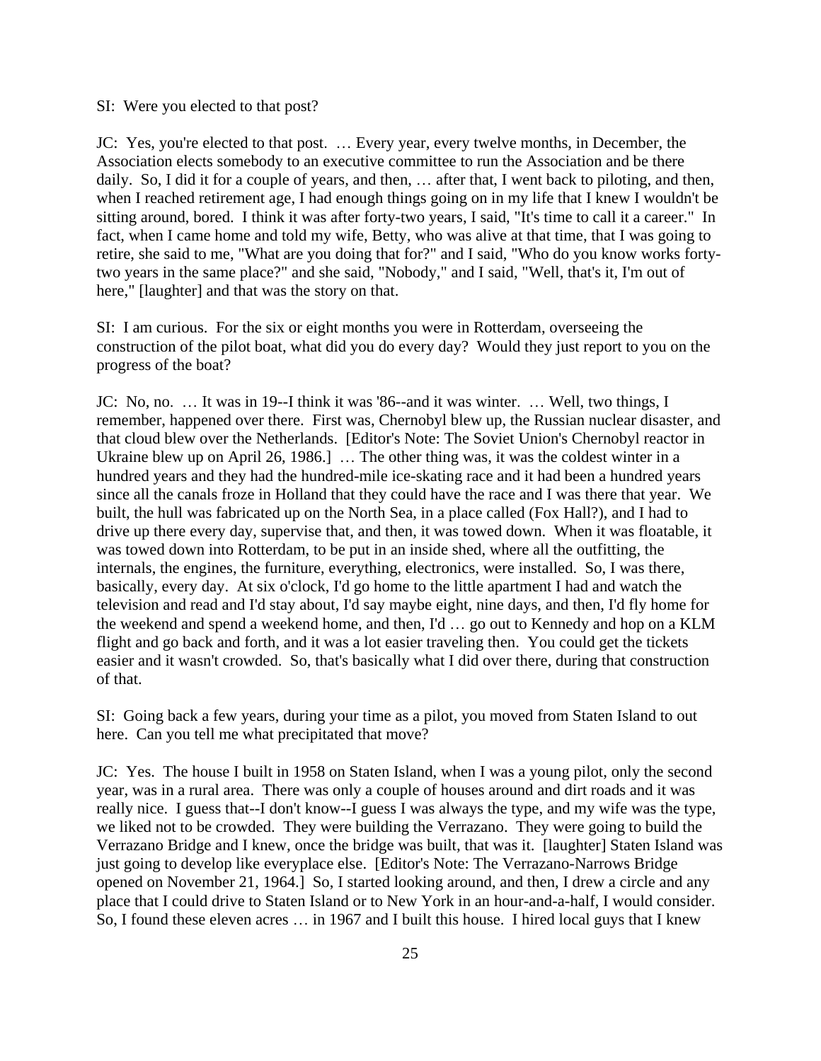SI: Were you elected to that post?

JC: Yes, you're elected to that post. … Every year, every twelve months, in December, the Association elects somebody to an executive committee to run the Association and be there daily. So, I did it for a couple of years, and then, … after that, I went back to piloting, and then, when I reached retirement age, I had enough things going on in my life that I knew I wouldn't be sitting around, bored. I think it was after forty-two years, I said, "It's time to call it a career." In fact, when I came home and told my wife, Betty, who was alive at that time, that I was going to retire, she said to me, "What are you doing that for?" and I said, "Who do you know works forty-two years in the same place?" and she said, "Nobody," and I said, "Well, that's it, I'm out of here," [laughter] and that was the story on that.

SI: I am curious. For the six or eight months you were in Rotterdam, overseeing the construction of the pilot boat, what did you do every day? Would they just report to you on the progress of the boat?

JC: No, no. … It was in 19--I think it was '86--and it was winter. … Well, two things, I remember, happened over there. First was, Chernobyl blew up, the Russian nuclear disaster, and that cloud blew over the Netherlands. [Editor's Note: The Soviet Union's Chernobyl reactor in Ukraine blew up on April 26, 1986.] … The other thing was, it was the coldest winter in a hundred years and they had the hundred-mile ice-skating race and it had been a hundred years since all the canals froze in Holland that they could have the race and I was there that year. We built, the hull was fabricated up on the North Sea, in a place called (Fox Hall?), and I had to drive up there every day, supervise that, and then, it was towed down. When it was floatable, it was towed down into Rotterdam, to be put in an inside shed, where all the outfitting, the internals, the engines, the furniture, everything, electronics, were installed. So, I was there, basically, every day. At six o'clock, I'd go home to the little apartment I had and watch the television and read and I'd stay about, I'd say maybe eight, nine days, and then, I'd fly home for the weekend and spend a weekend home, and then, I'd … go out to Kennedy and hop on a KLM flight and go back and forth, and it was a lot easier traveling then. You could get the tickets easier and it wasn't crowded. So, that's basically what I did over there, during that construction of that.

SI: Going back a few years, during your time as a pilot, you moved from Staten Island to out here. Can you tell me what precipitated that move?

JC: Yes. The house I built in 1958 on Staten Island, when I was a young pilot, only the second year, was in a rural area. There was only a couple of houses around and dirt roads and it was really nice. I guess that--I don't know--I guess I was always the type, and my wife was the type, we liked not to be crowded. They were building the Verrazano. They were going to build the Verrazano Bridge and I knew, once the bridge was built, that was it. [laughter] Staten Island was just going to develop like everyplace else. [Editor's Note: The Verrazano-Narrows Bridge opened on November 21, 1964.] So, I started looking around, and then, I drew a circle and any place that I could drive to Staten Island or to New York in an hour-and-a-half, I would consider. So, I found these eleven acres … in 1967 and I built this house. I hired local guys that I knew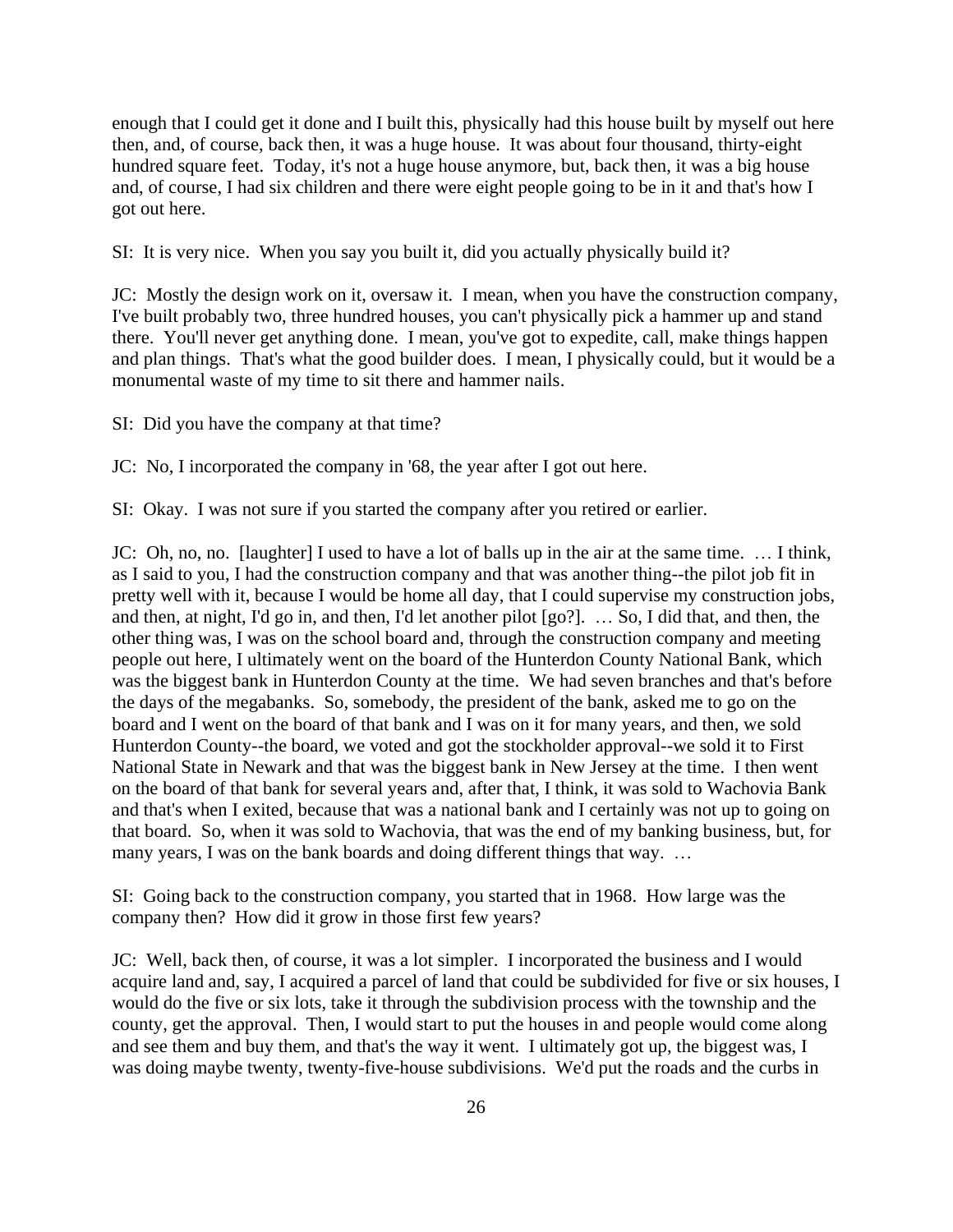enough that I could get it done and I built this, physically had this house built by myself out here then, and, of course, back then, it was a huge house. It was about four thousand, thirty-eight hundred square feet. Today, it's not a huge house anymore, but, back then, it was a big house and, of course, I had six children and there were eight people going to be in it and that's how I got out here.

SI: It is very nice. When you say you built it, did you actually physically build it?

JC: Mostly the design work on it, oversaw it. I mean, when you have the construction company, I've built probably two, three hundred houses, you can't physically pick a hammer up and stand there. You'll never get anything done. I mean, you've got to expedite, call, make things happen and plan things. That's what the good builder does. I mean, I physically could, but it would be a monumental waste of my time to sit there and hammer nails.

SI: Did you have the company at that time?

JC: No, I incorporated the company in '68, the year after I got out here.

SI: Okay. I was not sure if you started the company after you retired or earlier.

JC: Oh, no, no. [laughter] I used to have a lot of balls up in the air at the same time. … I think, as I said to you, I had the construction company and that was another thing--the pilot job fit in pretty well with it, because I would be home all day, that I could supervise my construction jobs, and then, at night, I'd go in, and then, I'd let another pilot [go?]. … So, I did that, and then, the other thing was, I was on the school board and, through the construction company and meeting people out here, I ultimately went on the board of the Hunterdon County National Bank, which was the biggest bank in Hunterdon County at the time. We had seven branches and that's before the days of the megabanks. So, somebody, the president of the bank, asked me to go on the board and I went on the board of that bank and I was on it for many years, and then, we sold Hunterdon County--the board, we voted and got the stockholder approval--we sold it to First National State in Newark and that was the biggest bank in New Jersey at the time. I then went on the board of that bank for several years and, after that, I think, it was sold to Wachovia Bank and that's when I exited, because that was a national bank and I certainly was not up to going on that board. So, when it was sold to Wachovia, that was the end of my banking business, but, for many years, I was on the bank boards and doing different things that way. …

SI: Going back to the construction company, you started that in 1968. How large was the company then? How did it grow in those first few years?

JC: Well, back then, of course, it was a lot simpler. I incorporated the business and I would acquire land and, say, I acquired a parcel of land that could be subdivided for five or six houses, I would do the five or six lots, take it through the subdivision process with the township and the county, get the approval. Then, I would start to put the houses in and people would come along and see them and buy them, and that's the way it went. I ultimately got up, the biggest was, I was doing maybe twenty, twenty-five-house subdivisions. We'd put the roads and the curbs in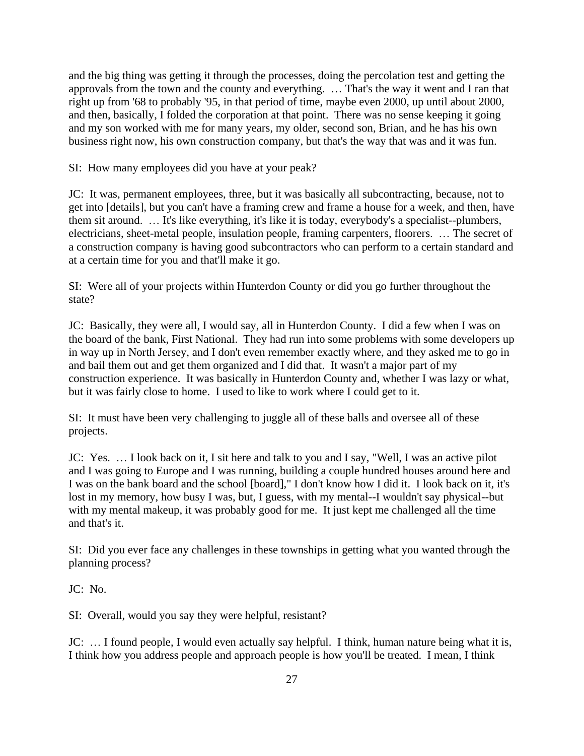and the big thing was getting it through the processes, doing the percolation test and getting the approvals from the town and the county and everything. … That's the way it went and I ran that right up from '68 to probably '95, in that period of time, maybe even 2000, up until about 2000, and then, basically, I folded the corporation at that point. There was no sense keeping it going and my son worked with me for many years, my older, second son, Brian, and he has his own business right now, his own construction company, but that's the way that was and it was fun.

SI: How many employees did you have at your peak?

JC: It was, permanent employees, three, but it was basically all subcontracting, because, not to get into [details], but you can't have a framing crew and frame a house for a week, and then, have them sit around. … It's like everything, it's like it is today, everybody's a specialist--plumbers, electricians, sheet-metal people, insulation people, framing carpenters, floorers. … The secret of a construction company is having good subcontractors who can perform to a certain standard and at a certain time for you and that'll make it go.

SI: Were all of your projects within Hunterdon County or did you go further throughout the state?

JC: Basically, they were all, I would say, all in Hunterdon County. I did a few when I was on the board of the bank, First National. They had run into some problems with some developers up in way up in North Jersey, and I don't even remember exactly where, and they asked me to go in and bail them out and get them organized and I did that. It wasn't a major part of my construction experience. It was basically in Hunterdon County and, whether I was lazy or what, but it was fairly close to home. I used to like to work where I could get to it.

SI: It must have been very challenging to juggle all of these balls and oversee all of these projects.

JC: Yes. … I look back on it, I sit here and talk to you and I say, "Well, I was an active pilot and I was going to Europe and I was running, building a couple hundred houses around here and I was on the bank board and the school [board]," I don't know how I did it. I look back on it, it's lost in my memory, how busy I was, but, I guess, with my mental--I wouldn't say physical--but with my mental makeup, it was probably good for me. It just kept me challenged all the time and that's it.

SI: Did you ever face any challenges in these townships in getting what you wanted through the planning process?

JC: No.

SI: Overall, would you say they were helpful, resistant?

JC: … I found people, I would even actually say helpful. I think, human nature being what it is, I think how you address people and approach people is how you'll be treated. I mean, I think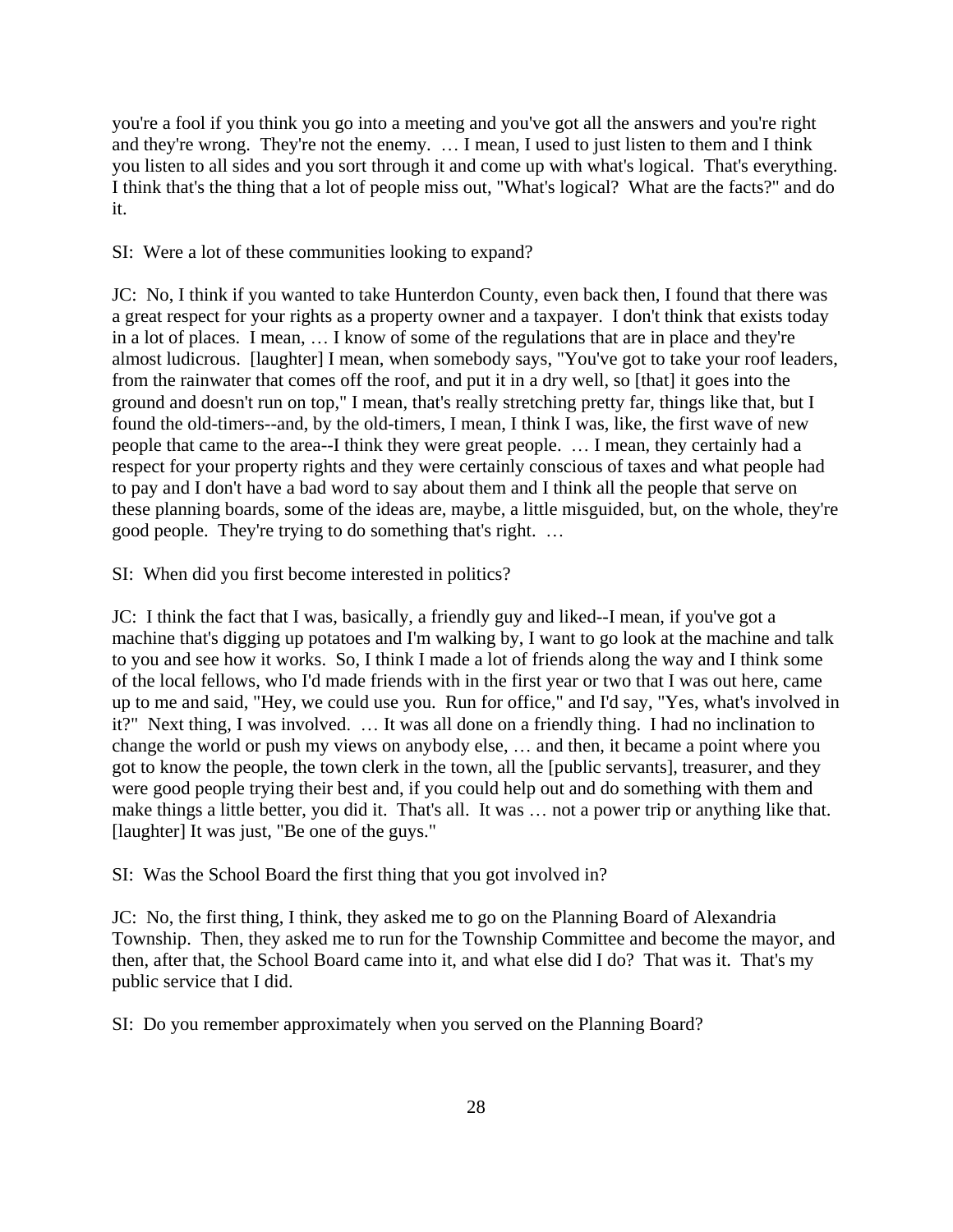you're a fool if you think you go into a meeting and you've got all the answers and you're right and they're wrong. They're not the enemy. … I mean, I used to just listen to them and I think you listen to all sides and you sort through it and come up with what's logical. That's everything. I think that's the thing that a lot of people miss out, "What's logical? What are the facts?" and do it.

SI: Were a lot of these communities looking to expand?

JC: No, I think if you wanted to take Hunterdon County, even back then, I found that there was a great respect for your rights as a property owner and a taxpayer. I don't think that exists today in a lot of places. I mean, … I know of some of the regulations that are in place and they're almost ludicrous. [laughter] I mean, when somebody says, "You've got to take your roof leaders, from the rainwater that comes off the roof, and put it in a dry well, so [that] it goes into the ground and doesn't run on top," I mean, that's really stretching pretty far, things like that, but I found the old-timers--and, by the old-timers, I mean, I think I was, like, the first wave of new people that came to the area--I think they were great people. … I mean, they certainly had a respect for your property rights and they were certainly conscious of taxes and what people had to pay and I don't have a bad word to say about them and I think all the people that serve on these planning boards, some of the ideas are, maybe, a little misguided, but, on the whole, they're good people. They're trying to do something that's right. …

SI: When did you first become interested in politics?

JC: I think the fact that I was, basically, a friendly guy and liked--I mean, if you've got a machine that's digging up potatoes and I'm walking by, I want to go look at the machine and talk to you and see how it works. So, I think I made a lot of friends along the way and I think some of the local fellows, who I'd made friends with in the first year or two that I was out here, came up to me and said, "Hey, we could use you. Run for office," and I'd say, "Yes, what's involved in it?" Next thing, I was involved. … It was all done on a friendly thing. I had no inclination to change the world or push my views on anybody else, … and then, it became a point where you got to know the people, the town clerk in the town, all the [public servants], treasurer, and they were good people trying their best and, if you could help out and do something with them and make things a little better, you did it. That's all. It was … not a power trip or anything like that. [laughter] It was just, "Be one of the guys."

SI: Was the School Board the first thing that you got involved in?

JC: No, the first thing, I think, they asked me to go on the Planning Board of Alexandria Township. Then, they asked me to run for the Township Committee and become the mayor, and then, after that, the School Board came into it, and what else did I do? That was it. That's my public service that I did.

SI: Do you remember approximately when you served on the Planning Board?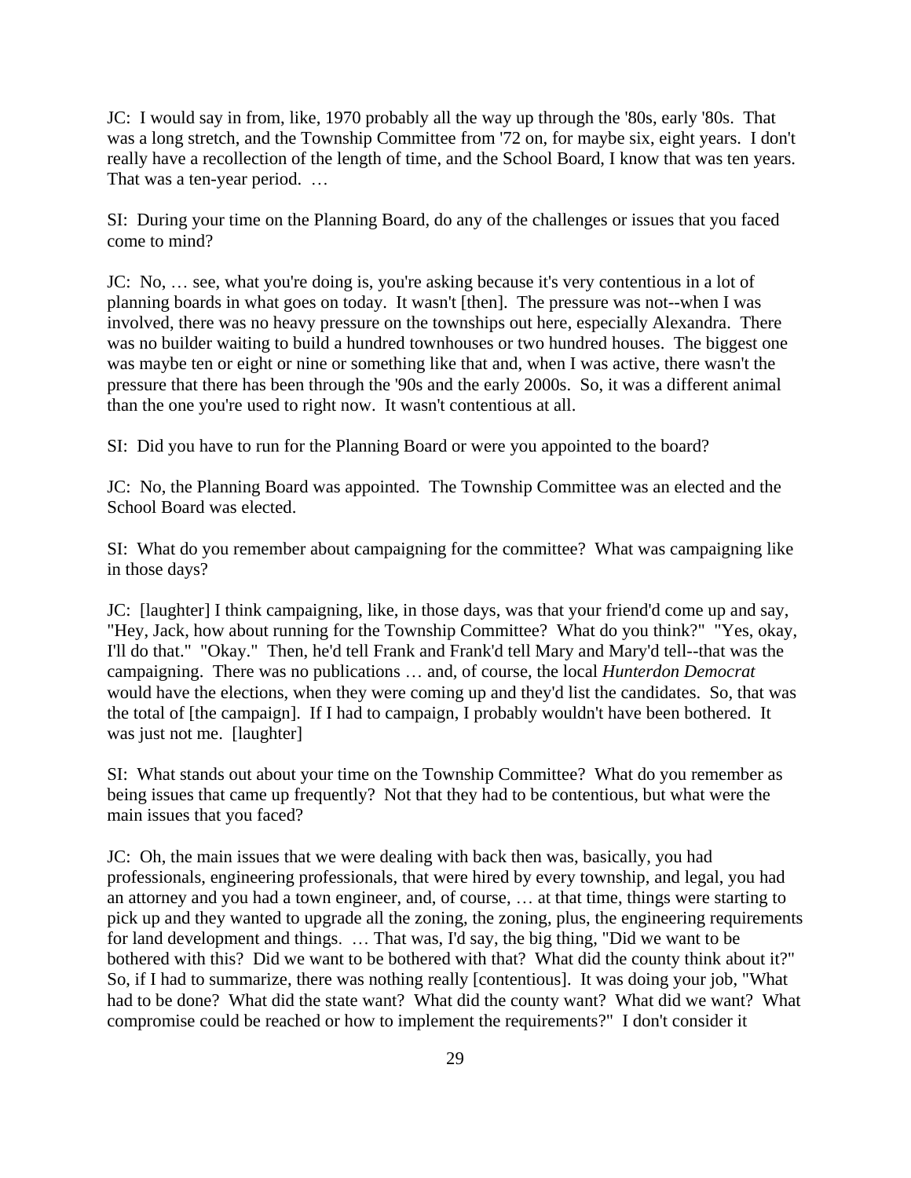JC: I would say in from, like, 1970 probably all the way up through the '80s, early '80s. That was a long stretch, and the Township Committee from '72 on, for maybe six, eight years. I don't really have a recollection of the length of time, and the School Board, I know that was ten years. That was a ten-year period. …

SI: During your time on the Planning Board, do any of the challenges or issues that you faced come to mind?

JC: No, … see, what you're doing is, you're asking because it's very contentious in a lot of planning boards in what goes on today. It wasn't [then]. The pressure was not--when I was involved, there was no heavy pressure on the townships out here, especially Alexandra. There was no builder waiting to build a hundred townhouses or two hundred houses. The biggest one was maybe ten or eight or nine or something like that and, when I was active, there wasn't the pressure that there has been through the '90s and the early 2000s. So, it was a different animal than the one you're used to right now. It wasn't contentious at all.

SI: Did you have to run for the Planning Board or were you appointed to the board?

JC: No, the Planning Board was appointed. The Township Committee was an elected and the School Board was elected.

SI: What do you remember about campaigning for the committee? What was campaigning like in those days?

JC: [laughter] I think campaigning, like, in those days, was that your friend'd come up and say, "Hey, Jack, how about running for the Township Committee? What do you think?" "Yes, okay, I'll do that." "Okay." Then, he'd tell Frank and Frank'd tell Mary and Mary'd tell--that was the campaigning. There was no publications … and, of course, the local *Hunterdon Democrat* would have the elections, when they were coming up and they'd list the candidates. So, that was the total of [the campaign]. If I had to campaign, I probably wouldn't have been bothered. It was just not me. [laughter]

SI: What stands out about your time on the Township Committee? What do you remember as being issues that came up frequently? Not that they had to be contentious, but what were the main issues that you faced?

JC: Oh, the main issues that we were dealing with back then was, basically, you had professionals, engineering professionals, that were hired by every township, and legal, you had an attorney and you had a town engineer, and, of course, … at that time, things were starting to pick up and they wanted to upgrade all the zoning, the zoning, plus, the engineering requirements for land development and things. … That was, I'd say, the big thing, "Did we want to be bothered with this? Did we want to be bothered with that? What did the county think about it?" So, if I had to summarize, there was nothing really [contentious]. It was doing your job, "What had to be done? What did the state want? What did the county want? What did we want? What compromise could be reached or how to implement the requirements?" I don't consider it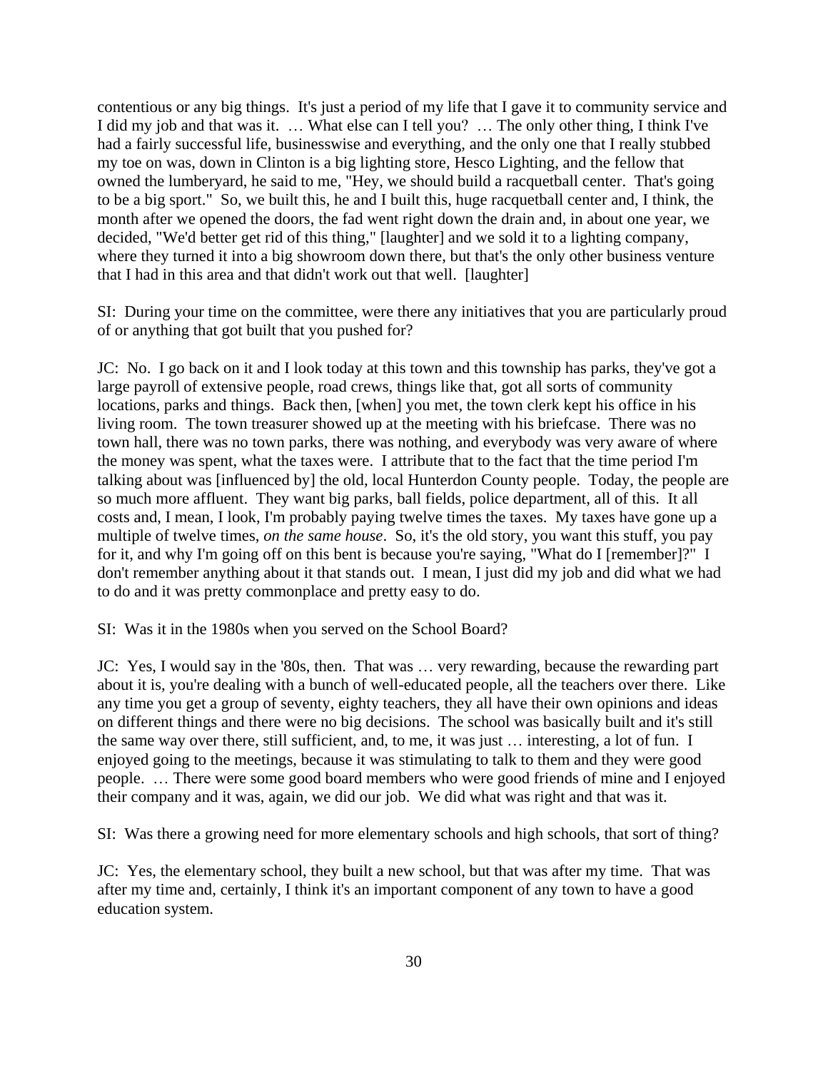contentious or any big things. It's just a period of my life that I gave it to community service and I did my job and that was it. … What else can I tell you? … The only other thing, I think I've had a fairly successful life, businesswise and everything, and the only one that I really stubbed my toe on was, down in Clinton is a big lighting store, Hesco Lighting, and the fellow that owned the lumberyard, he said to me, "Hey, we should build a racquetball center. That's going to be a big sport." So, we built this, he and I built this, huge racquetball center and, I think, the month after we opened the doors, the fad went right down the drain and, in about one year, we decided, "We'd better get rid of this thing," [laughter] and we sold it to a lighting company, where they turned it into a big showroom down there, but that's the only other business venture that I had in this area and that didn't work out that well. [laughter]

SI: During your time on the committee, were there any initiatives that you are particularly proud of or anything that got built that you pushed for?

JC: No. I go back on it and I look today at this town and this township has parks, they've got a large payroll of extensive people, road crews, things like that, got all sorts of community locations, parks and things. Back then, [when] you met, the town clerk kept his office in his living room. The town treasurer showed up at the meeting with his briefcase. There was no town hall, there was no town parks, there was nothing, and everybody was very aware of where the money was spent, what the taxes were. I attribute that to the fact that the time period I'm talking about was [influenced by] the old, local Hunterdon County people. Today, the people are so much more affluent. They want big parks, ball fields, police department, all of this. It all costs and, I mean, I look, I'm probably paying twelve times the taxes. My taxes have gone up a multiple of twelve times, *on the same house*. So, it's the old story, you want this stuff, you pay for it, and why I'm going off on this bent is because you're saying, "What do I [remember]?" I don't remember anything about it that stands out. I mean, I just did my job and did what we had to do and it was pretty commonplace and pretty easy to do.

SI: Was it in the 1980s when you served on the School Board?

JC: Yes, I would say in the '80s, then. That was … very rewarding, because the rewarding part about it is, you're dealing with a bunch of well-educated people, all the teachers over there. Like any time you get a group of seventy, eighty teachers, they all have their own opinions and ideas on different things and there were no big decisions. The school was basically built and it's still the same way over there, still sufficient, and, to me, it was just … interesting, a lot of fun. I enjoyed going to the meetings, because it was stimulating to talk to them and they were good people. … There were some good board members who were good friends of mine and I enjoyed their company and it was, again, we did our job. We did what was right and that was it.

SI: Was there a growing need for more elementary schools and high schools, that sort of thing?

JC: Yes, the elementary school, they built a new school, but that was after my time. That was after my time and, certainly, I think it's an important component of any town to have a good education system.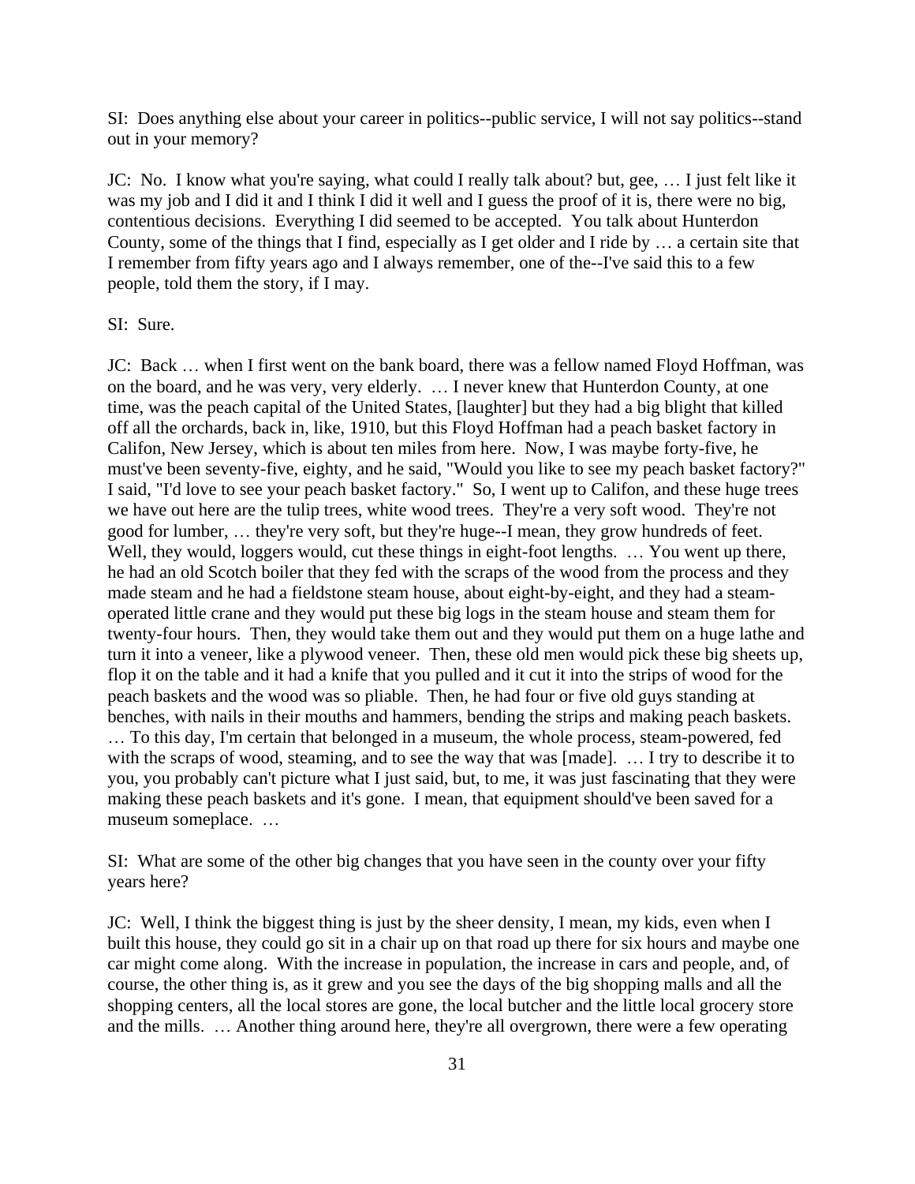SI: Does anything else about your career in politics--public service, I will not say politics--stand out in your memory?

JC: No. I know what you're saying, what could I really talk about? but, gee, … I just felt like it was my job and I did it and I think I did it well and I guess the proof of it is, there were no big, contentious decisions. Everything I did seemed to be accepted. You talk about Hunterdon County, some of the things that I find, especially as I get older and I ride by … a certain site that I remember from fifty years ago and I always remember, one of the--I've said this to a few people, told them the story, if I may.

SI: Sure.

JC: Back … when I first went on the bank board, there was a fellow named Floyd Hoffman, was on the board, and he was very, very elderly. … I never knew that Hunterdon County, at one time, was the peach capital of the United States, [laughter] but they had a big blight that killed off all the orchards, back in, like, 1910, but this Floyd Hoffman had a peach basket factory in Califon, New Jersey, which is about ten miles from here. Now, I was maybe forty-five, he must've been seventy-five, eighty, and he said, "Would you like to see my peach basket factory?" I said, "I'd love to see your peach basket factory." So, I went up to Califon, and these huge trees we have out here are the tulip trees, white wood trees. They're a very soft wood. They're not good for lumber, … they're very soft, but they're huge--I mean, they grow hundreds of feet. Well, they would, loggers would, cut these things in eight-foot lengths. … You went up there, he had an old Scotch boiler that they fed with the scraps of the wood from the process and they made steam and he had a fieldstone steam house, about eight-by-eight, and they had a steam-operated little crane and they would put these big logs in the steam house and steam them for twenty-four hours. Then, they would take them out and they would put them on a huge lathe and turn it into a veneer, like a plywood veneer. Then, these old men would pick these big sheets up, flop it on the table and it had a knife that you pulled and it cut it into the strips of wood for the peach baskets and the wood was so pliable. Then, he had four or five old guys standing at benches, with nails in their mouths and hammers, bending the strips and making peach baskets. … To this day, I'm certain that belonged in a museum, the whole process, steam-powered, fed with the scraps of wood, steaming, and to see the way that was [made]. … I try to describe it to you, you probably can't picture what I just said, but, to me, it was just fascinating that they were making these peach baskets and it's gone. I mean, that equipment should've been saved for a museum someplace. …

SI: What are some of the other big changes that you have seen in the county over your fifty years here?

JC: Well, I think the biggest thing is just by the sheer density, I mean, my kids, even when I built this house, they could go sit in a chair up on that road up there for six hours and maybe one car might come along. With the increase in population, the increase in cars and people, and, of course, the other thing is, as it grew and you see the days of the big shopping malls and all the shopping centers, all the local stores are gone, the local butcher and the little local grocery store and the mills. … Another thing around here, they're all overgrown, there were a few operating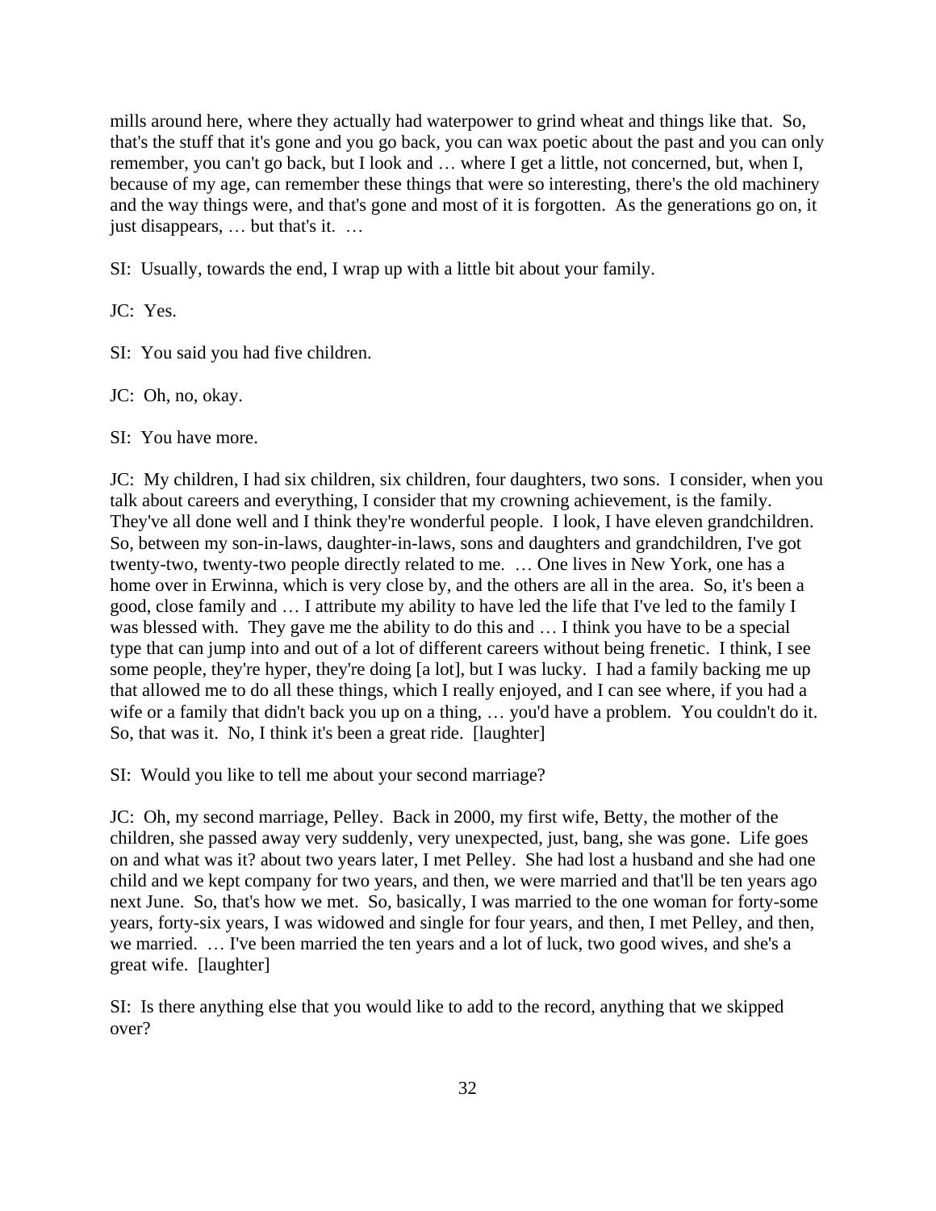mills around here, where they actually had waterpower to grind wheat and things like that. So, that's the stuff that it's gone and you go back, you can wax poetic about the past and you can only remember, you can't go back, but I look and … where I get a little, not concerned, but, when I, because of my age, can remember these things that were so interesting, there's the old machinery and the way things were, and that's gone and most of it is forgotten. As the generations go on, it just disappears, … but that's it. …

SI: Usually, towards the end, I wrap up with a little bit about your family.

JC: Yes.

SI: You said you had five children.

JC: Oh, no, okay.

SI: You have more.

JC: My children, I had six children, six children, four daughters, two sons. I consider, when you talk about careers and everything, I consider that my crowning achievement, is the family. They've all done well and I think they're wonderful people. I look, I have eleven grandchildren. So, between my son-in-laws, daughter-in-laws, sons and daughters and grandchildren, I've got twenty-two, twenty-two people directly related to me. … One lives in New York, one has a home over in Erwinna, which is very close by, and the others are all in the area. So, it's been a good, close family and … I attribute my ability to have led the life that I've led to the family I was blessed with. They gave me the ability to do this and … I think you have to be a special type that can jump into and out of a lot of different careers without being frenetic. I think, I see some people, they're hyper, they're doing [a lot], but I was lucky. I had a family backing me up that allowed me to do all these things, which I really enjoyed, and I can see where, if you had a wife or a family that didn't back you up on a thing, … you'd have a problem. You couldn't do it. So, that was it. No, I think it's been a great ride. [laughter]

SI: Would you like to tell me about your second marriage?

JC: Oh, my second marriage, Pelley. Back in 2000, my first wife, Betty, the mother of the children, she passed away very suddenly, very unexpected, just, bang, she was gone. Life goes on and what was it? about two years later, I met Pelley. She had lost a husband and she had one child and we kept company for two years, and then, we were married and that'll be ten years ago next June. So, that's how we met. So, basically, I was married to the one woman for forty-some years, forty-six years, I was widowed and single for four years, and then, I met Pelley, and then, we married. … I've been married the ten years and a lot of luck, two good wives, and she's a great wife. [laughter]

SI: Is there anything else that you would like to add to the record, anything that we skipped over?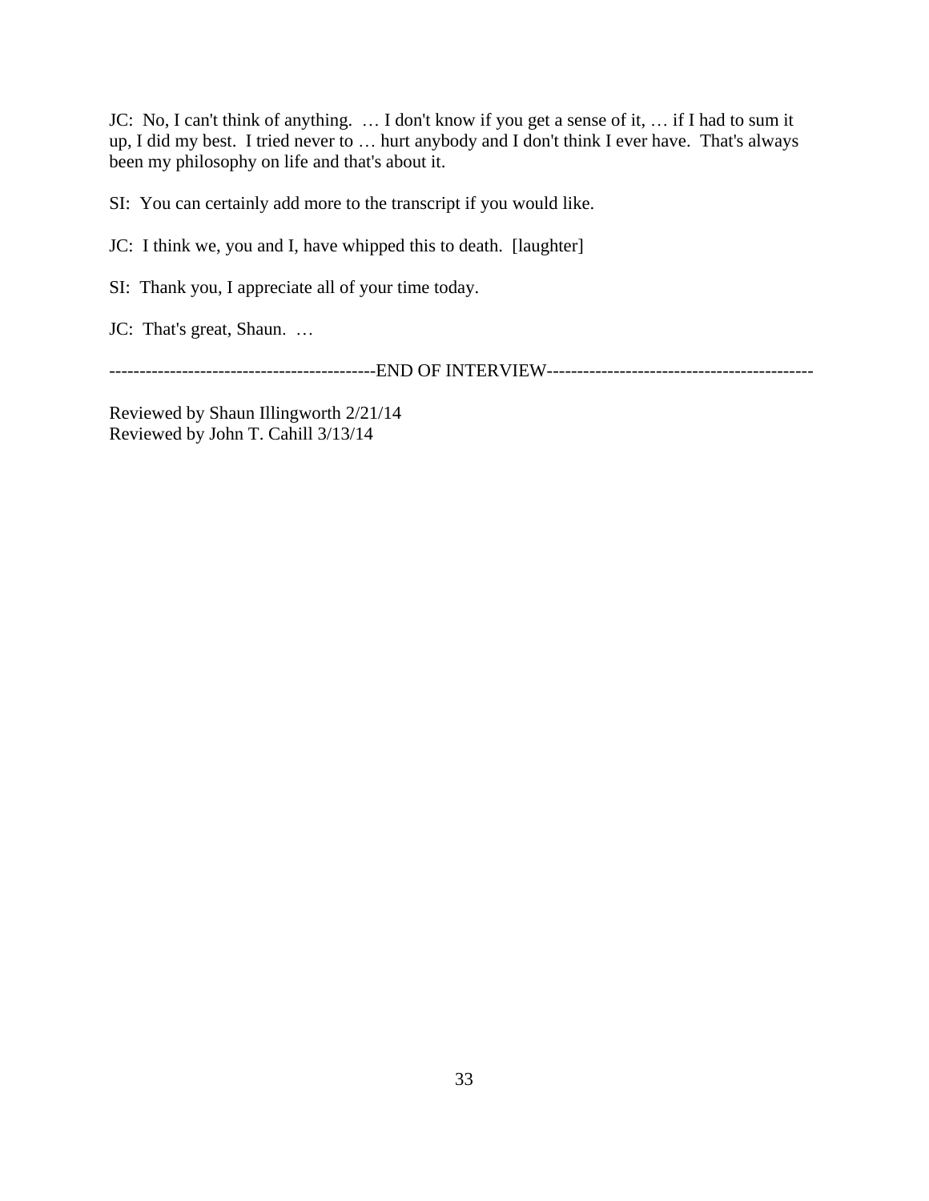JC: No, I can't think of anything. … I don't know if you get a sense of it, … if I had to sum it up, I did my best. I tried never to … hurt anybody and I don't think I ever have. That's always been my philosophy on life and that's about it.

SI: You can certainly add more to the transcript if you would like.

JC: I think we, you and I, have whipped this to death. [laughter]

SI: Thank you, I appreciate all of your time today.

JC: That's great, Shaun. …

--------------------------------------------END OF INTERVIEW--------------------------------------------

Reviewed by Shaun Illingworth 2/21/14
Reviewed by John T. Cahill 3/13/14